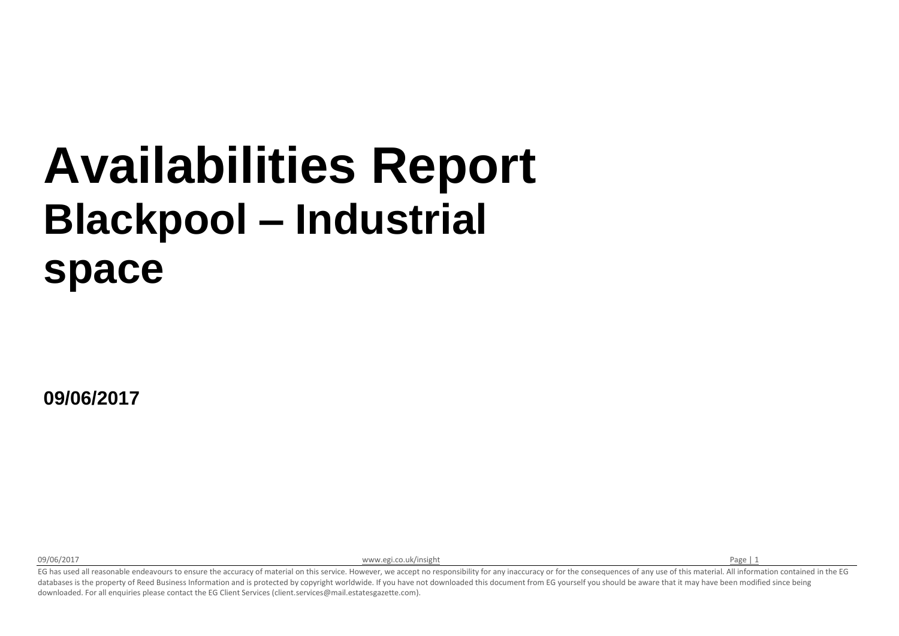# Availabilities Report

## Blackpool – Industrial space

**09/06/2017**

EG has used all reasonable endeavours to ensure the accuracy of material on this service. However, we accept no responsibility for any inaccuracy or for the consequences of any use of this material. All information contained in the EG databases is the property of Reed Business Information and is protected by copyright worldwide. If you have not downloaded this document from EG yourself you should be aware that it may have been modified since being downloaded. For all enquiries please contact the EG Client Services (client.services@mail.estatesgazette.com).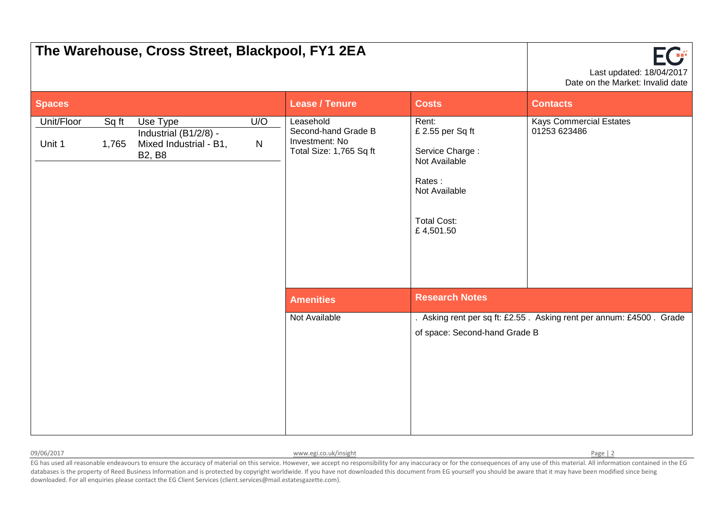# The Warehouse, Cross Street, Blackpool, FY1 2EA

Last updated: 18/04/2017
Date on the Market: Invalid date

## Spaces

| Unit/Floor | Sq ft | Use Type | U/O |
|---|---|---|---|
| Unit 1 | 1,765 | Industrial (B1/2/8) - Mixed Industrial - B1, B2, B8 | N |

## Lease / Tenure

Leasehold
Second-hand Grade B
Investment: No
Total Size: 1,765 Sq ft

## Costs

Rent:
£ 2.55 per Sq ft

Service Charge :
Not Available

Rates :
Not Available

Total Cost:
£ 4,501.50

## Contacts

Kays Commercial Estates
01253 623486

## Amenities

Not Available

## Research Notes

. Asking rent per sq ft: £2.55 . Asking rent per annum: £4500 . Grade of space: Second-hand Grade B

EG has used all reasonable endeavours to ensure the accuracy of material on this service. However, we accept no responsibility for any inaccuracy or for the consequences of any use of this material. All information contained in the EG databases is the property of Reed Business Information and is protected by copyright worldwide. If you have not downloaded this document from EG yourself you should be aware that it may have been modified since being downloaded. For all enquiries please contact the EG Client Services (client.services@mail.estatesgazette.com).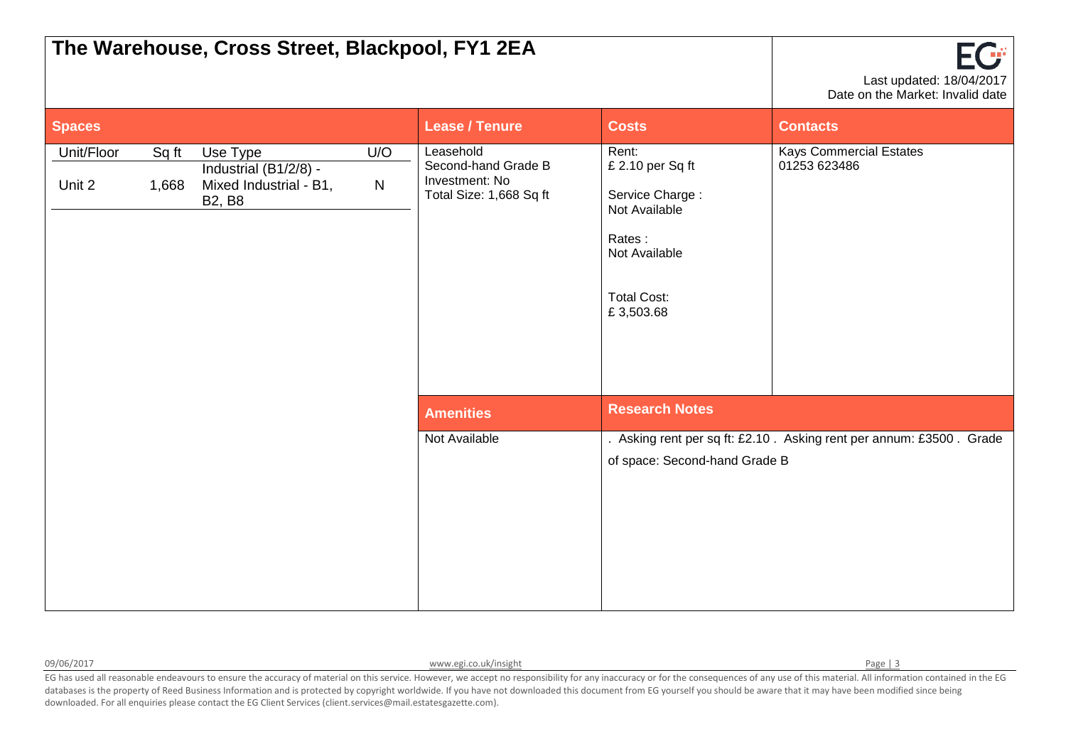# The Warehouse, Cross Street, Blackpool, FY1 2EA

Last updated: 18/04/2017
Date on the Market: Invalid date

## Spaces

| Unit/Floor | Sq ft | Use Type | U/O |
|---|---|---|---|
| Unit 2 | 1,668 | Industrial (B1/2/8) - Mixed Industrial - B1, B2, B8 | N |

## Lease / Tenure

Leasehold
Second-hand Grade B
Investment: No
Total Size: 1,668 Sq ft

## Costs

Rent:
£ 2.10 per Sq ft

Service Charge :
Not Available

Rates :
Not Available

Total Cost:
£ 3,503.68

## Contacts

Kays Commercial Estates
01253 623486

## Amenities

Not Available

## Research Notes

. Asking rent per sq ft: £2.10 . Asking rent per annum: £3500 . Grade of space: Second-hand Grade B

EG has used all reasonable endeavours to ensure the accuracy of material on this service. However, we accept no responsibility for any inaccuracy or for the consequences of any use of this material. All information contained in the EG databases is the property of Reed Business Information and is protected by copyright worldwide. If you have not downloaded this document from EG yourself you should be aware that it may have been modified since being downloaded. For all enquiries please contact the EG Client Services (client.services@mail.estatesgazette.com).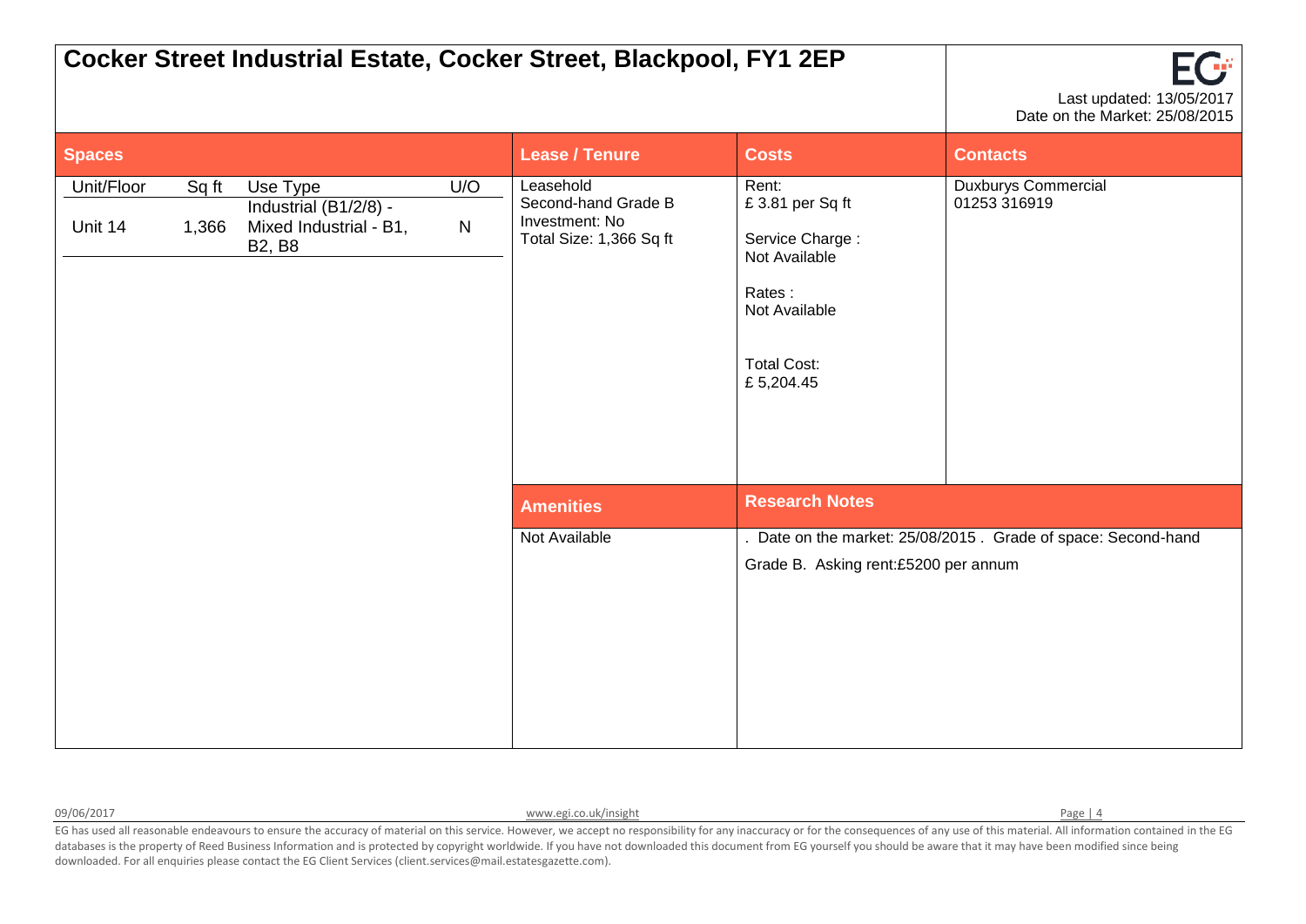# Cocker Street Industrial Estate, Cocker Street, Blackpool, FY1 2EP

Last updated: 13/05/2017
Date on the Market: 25/08/2015

## Spaces

| Unit/Floor | Sq ft | Use Type | U/O |
|---|---|---|---|
| Unit 14 | 1,366 | Industrial (B1/2/8) - Mixed Industrial - B1, B2, B8 | N |

## Lease / Tenure

Leasehold
Second-hand Grade B
Investment: No
Total Size: 1,366 Sq ft

## Costs

Rent:
£ 3.81 per Sq ft

Service Charge :
Not Available

Rates :
Not Available

Total Cost:
£ 5,204.45

## Contacts

Duxburys Commercial
01253 316919

## Amenities

Not Available

## Research Notes

. Date on the market: 25/08/2015 . Grade of space: Second-hand Grade B. Asking rent:£5200 per annum

EG has used all reasonable endeavours to ensure the accuracy of material on this service. However, we accept no responsibility for any inaccuracy or for the consequences of any use of this material. All information contained in the EG databases is the property of Reed Business Information and is protected by copyright worldwide. If you have not downloaded this document from EG yourself you should be aware that it may have been modified since being downloaded. For all enquiries please contact the EG Client Services (client.services@mail.estatesgazette.com).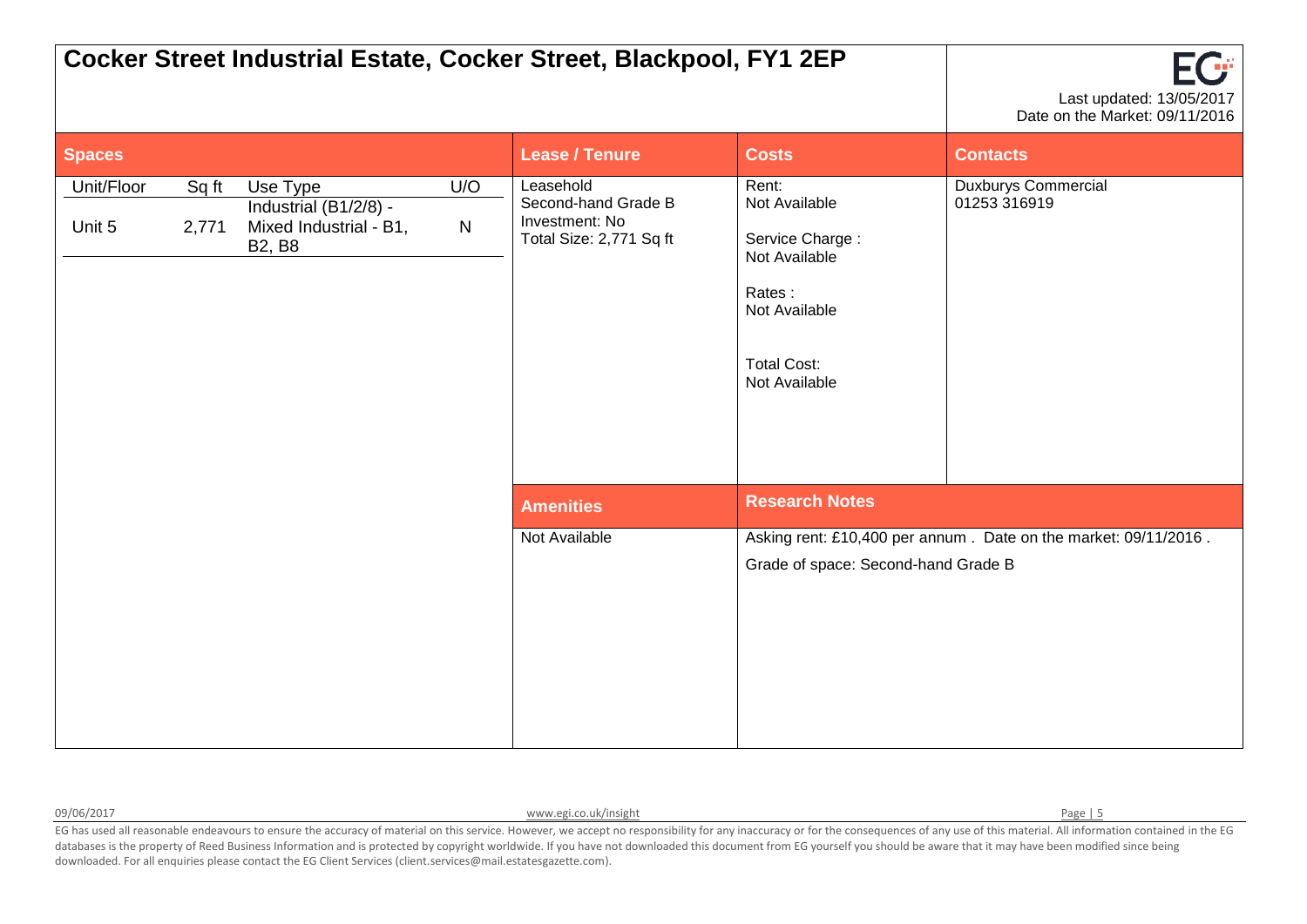# Cocker Street Industrial Estate, Cocker Street, Blackpool, FY1 2EP

Last updated: 13/05/2017
Date on the Market: 09/11/2016

## Spaces

| Unit/Floor | Sq ft | Use Type | U/O |
|---|---|---|---|
| Unit 5 | 2,771 | Industrial (B1/2/8) - Mixed Industrial - B1, B2, B8 | N |

## Lease / Tenure

Leasehold
Second-hand Grade B
Investment: No
Total Size: 2,771 Sq ft

## Costs

Rent:
Not Available

Service Charge :
Not Available

Rates :
Not Available

Total Cost:
Not Available

## Contacts

Duxburys Commercial
01253 316919

## Amenities

Not Available

## Research Notes

Asking rent: £10,400 per annum . Date on the market: 09/11/2016 .

Grade of space: Second-hand Grade B

09/06/2017

www.egi.co.uk/insight

EG has used all reasonable endeavours to ensure the accuracy of material on this service. However, we accept no responsibility for any inaccuracy or for the consequences of any use of this material. All information contained in the EG databases is the property of Reed Business Information and is protected by copyright worldwide. If you have not downloaded this document from EG yourself you should be aware that it may have been modified since being downloaded. For all enquiries please contact the EG Client Services (client.services@mail.estatesgazette.com).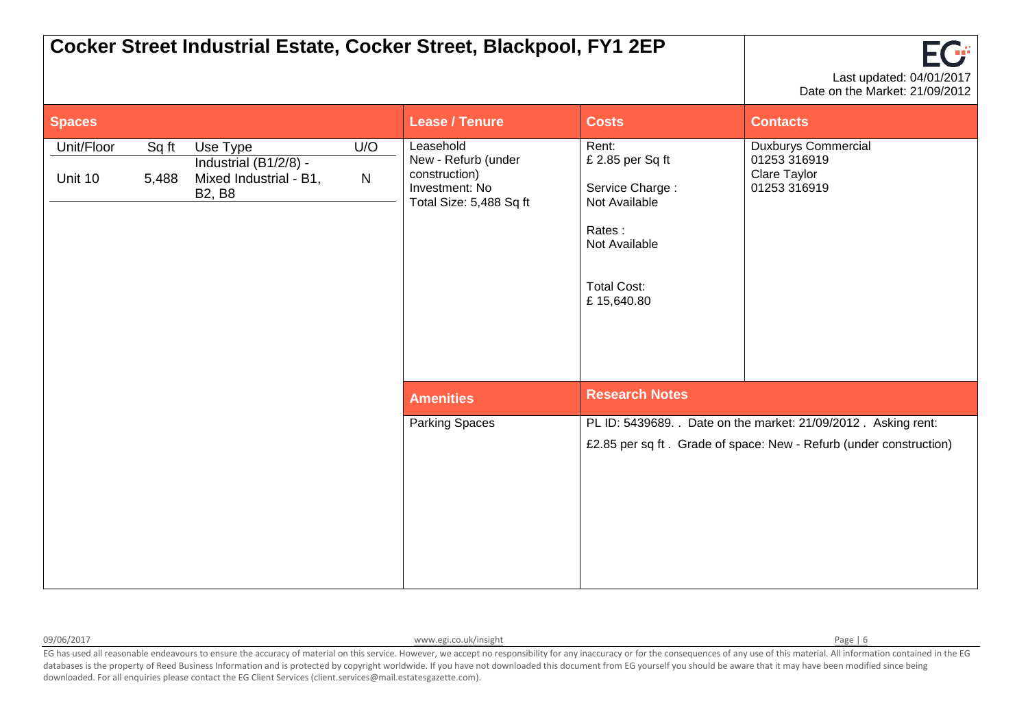# Cocker Street Industrial Estate, Cocker Street, Blackpool, FY1 2EP

Last updated: 04/01/2017
Date on the Market: 21/09/2012

## Spaces

| Unit/Floor | Sq ft | Use Type | U/O |
|---|---|---|---|
| Unit 10 | 5,488 | Industrial (B1/2/8) - Mixed Industrial - B1, B2, B8 | N |

## Lease / Tenure

Leasehold
New - Refurb (under construction)
Investment: No
Total Size: 5,488 Sq ft

## Costs

Rent:
£ 2.85 per Sq ft

Service Charge :
Not Available

Rates :
Not Available

Total Cost:
£ 15,640.80

## Contacts

Duxburys Commercial
01253 316919
Clare Taylor
01253 316919

## Amenities

Parking Spaces

## Research Notes

PL ID: 5439689. . Date on the market: 21/09/2012 . Asking rent: £2.85 per sq ft . Grade of space: New - Refurb (under construction)

EG has used all reasonable endeavours to ensure the accuracy of material on this service. However, we accept no responsibility for any inaccuracy or for the consequences of any use of this material. All information contained in the EG databases is the property of Reed Business Information and is protected by copyright worldwide. If you have not downloaded this document from EG yourself you should be aware that it may have been modified since being downloaded. For all enquiries please contact the EG Client Services (client.services@mail.estatesgazette.com).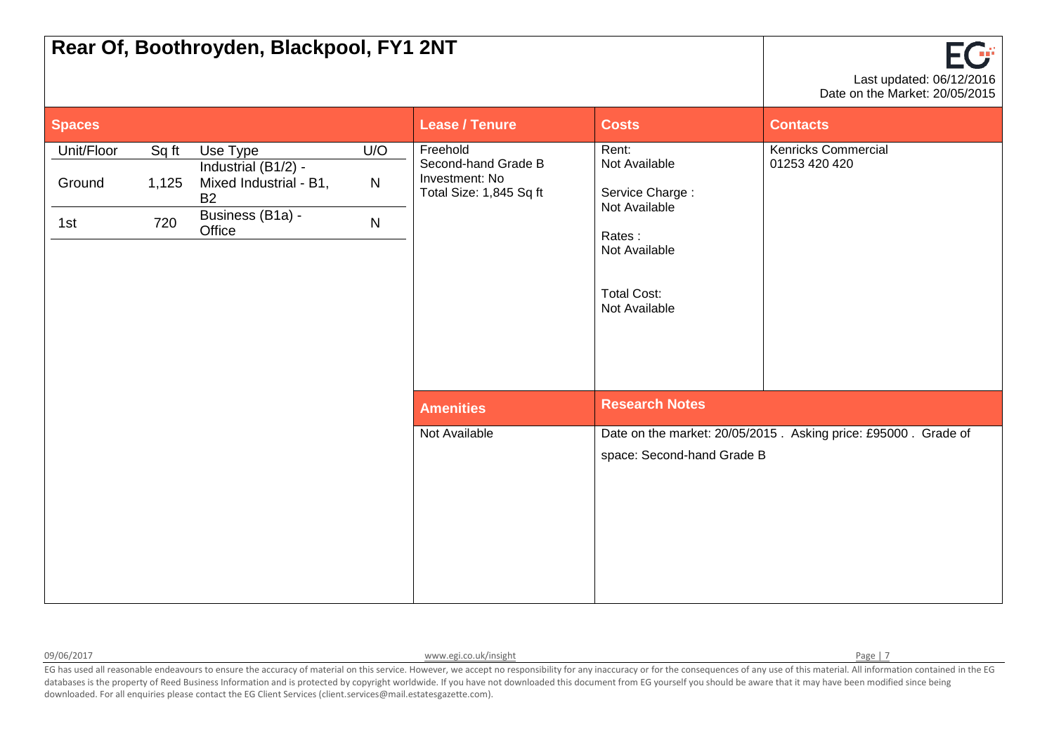# Rear Of, Boothroyden, Blackpool, FY1 2NT

Last updated: 06/12/2016
Date on the Market: 20/05/2015

## Spaces

| Unit/Floor | Sq ft | Use Type | U/O |
|---|---|---|---|
| Ground | 1,125 | Industrial (B1/2) - Mixed Industrial - B1, B2 | N |
| 1st | 720 | Business (B1a) - Office | N |

## Lease / Tenure

Freehold
Second-hand Grade B
Investment: No
Total Size: 1,845 Sq ft

## Costs

Rent:
Not Available

Service Charge :
Not Available

Rates :
Not Available

Total Cost:
Not Available

## Contacts

Kenricks Commercial
01253 420 420

## Amenities

Not Available

## Research Notes

Date on the market: 20/05/2015 . Asking price: £95000 . Grade of space: Second-hand Grade B

EG has used all reasonable endeavours to ensure the accuracy of material on this service. However, we accept no responsibility for any inaccuracy or for the consequences of any use of this material. All information contained in the EG databases is the property of Reed Business Information and is protected by copyright worldwide. If you have not downloaded this document from EG yourself you should be aware that it may have been modified since being downloaded. For all enquiries please contact the EG Client Services (client.services@mail.estatesgazette.com).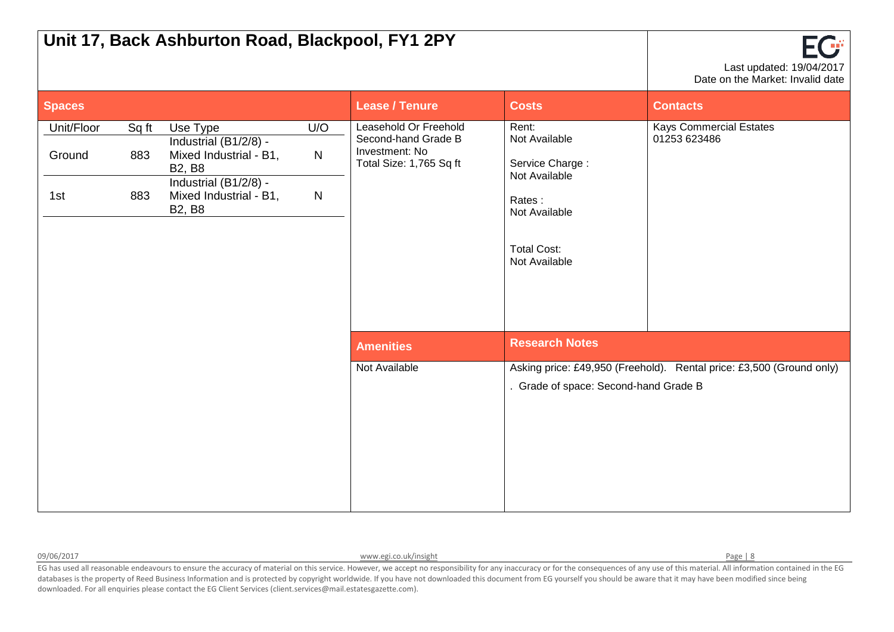# Unit 17, Back Ashburton Road, Blackpool, FY1 2PY

Last updated: 19/04/2017
Date on the Market: Invalid date

## Spaces

| Unit/Floor | Sq ft | Use Type | U/O |
|---|---|---|---|
| Ground | 883 | Industrial (B1/2/8) - Mixed Industrial - B1, B2, B8 | N |
| 1st | 883 | Industrial (B1/2/8) - Mixed Industrial - B1, B2, B8 | N |

## Lease / Tenure

Leasehold Or Freehold
Second-hand Grade B
Investment: No
Total Size: 1,765 Sq ft

## Costs

Rent:
Not Available

Service Charge :
Not Available

Rates :
Not Available

Total Cost:
Not Available

## Contacts

Kays Commercial Estates
01253 623486

## Amenities

Not Available

## Research Notes

Asking price: £49,950 (Freehold). Rental price: £3,500 (Ground only)
. Grade of space: Second-hand Grade B

EG has used all reasonable endeavours to ensure the accuracy of material on this service. However, we accept no responsibility for any inaccuracy or for the consequences of any use of this material. All information contained in the EG databases is the property of Reed Business Information and is protected by copyright worldwide. If you have not downloaded this document from EG yourself you should be aware that it may have been modified since being downloaded. For all enquiries please contact the EG Client Services (client.services@mail.estatesgazette.com).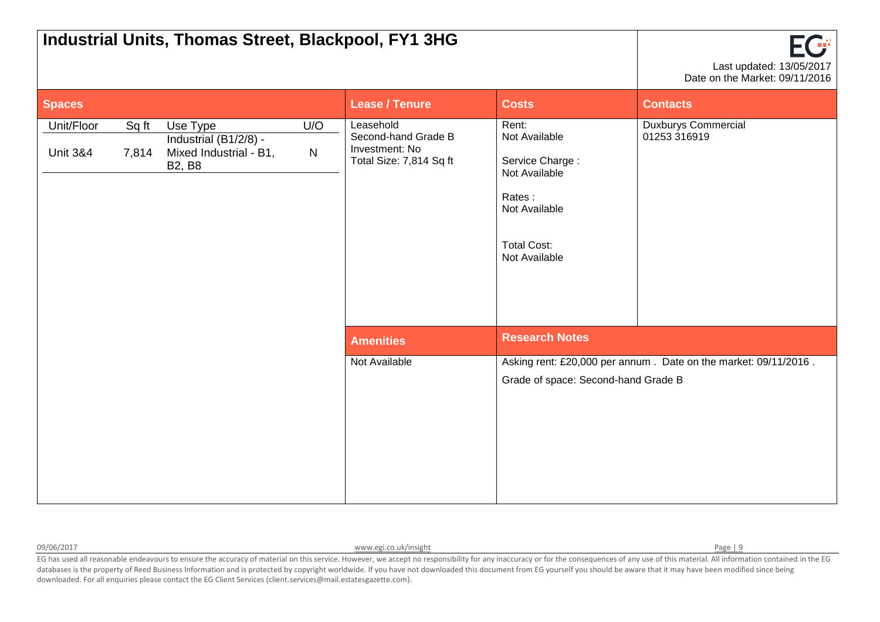# Industrial Units, Thomas Street, Blackpool, FY1 3HG

Last updated: 13/05/2017
Date on the Market: 09/11/2016

## Spaces

| Unit/Floor | Sq ft | Use Type | U/O |
|---|---|---|---|
| Unit 3&4 | 7,814 | Industrial (B1/2/8) - Mixed Industrial - B1, B2, B8 | N |

## Lease / Tenure

Leasehold
Second-hand Grade B
Investment: No
Total Size: 7,814 Sq ft

## Costs

Rent:
Not Available

Service Charge :
Not Available

Rates :
Not Available

Total Cost:
Not Available

## Contacts

Duxburys Commercial
01253 316919

## Amenities

Not Available

## Research Notes

Asking rent: £20,000 per annum . Date on the market: 09/11/2016 .

Grade of space: Second-hand Grade B

EG has used all reasonable endeavours to ensure the accuracy of material on this service. However, we accept no responsibility for any inaccuracy or for the consequences of any use of this material. All information contained in the EG databases is the property of Reed Business Information and is protected by copyright worldwide. If you have not downloaded this document from EG yourself you should be aware that it may have been modified since being downloaded. For all enquiries please contact the EG Client Services (client.services@mail.estatesgazette.com).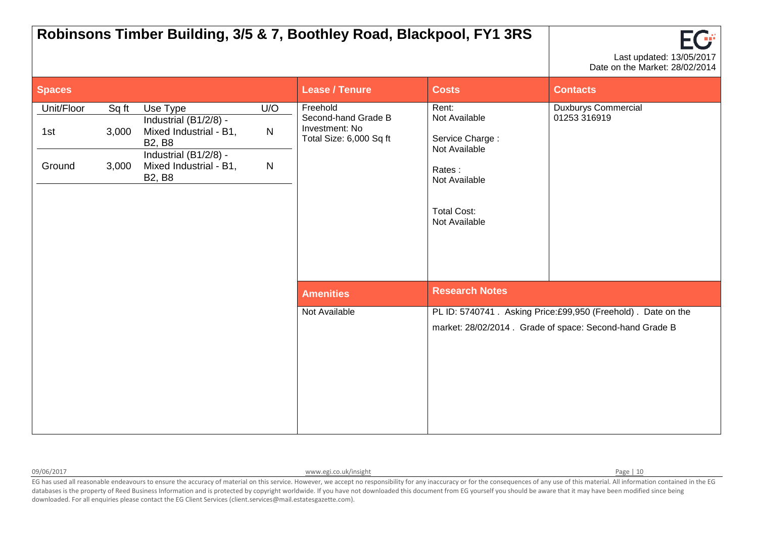# Robinsons Timber Building, 3/5 & 7, Boothley Road, Blackpool, FY1 3RS

Last updated: 13/05/2017
Date on the Market: 28/02/2014

## Spaces

| Unit/Floor | Sq ft | Use Type | U/O |
|---|---|---|---|
| 1st | 3,000 | Industrial (B1/2/8) - Mixed Industrial - B1, B2, B8 | N |
| Ground | 3,000 | Industrial (B1/2/8) - Mixed Industrial - B1, B2, B8 | N |

## Lease / Tenure

Freehold
Second-hand Grade B
Investment: No
Total Size: 6,000 Sq ft

## Costs

Rent:
Not Available

Service Charge :
Not Available

Rates :
Not Available

Total Cost:
Not Available

## Contacts

Duxburys Commercial
01253 316919

## Amenities

Not Available

## Research Notes

PL ID: 5740741 . Asking Price:£99,950 (Freehold) . Date on the market: 28/02/2014 . Grade of space: Second-hand Grade B

EG has used all reasonable endeavours to ensure the accuracy of material on this service. However, we accept no responsibility for any inaccuracy or for the consequences of any use of this material. All information contained in the EG databases is the property of Reed Business Information and is protected by copyright worldwide. If you have not downloaded this document from EG yourself you should be aware that it may have been modified since being downloaded. For all enquiries please contact the EG Client Services (client.services@mail.estatesgazette.com).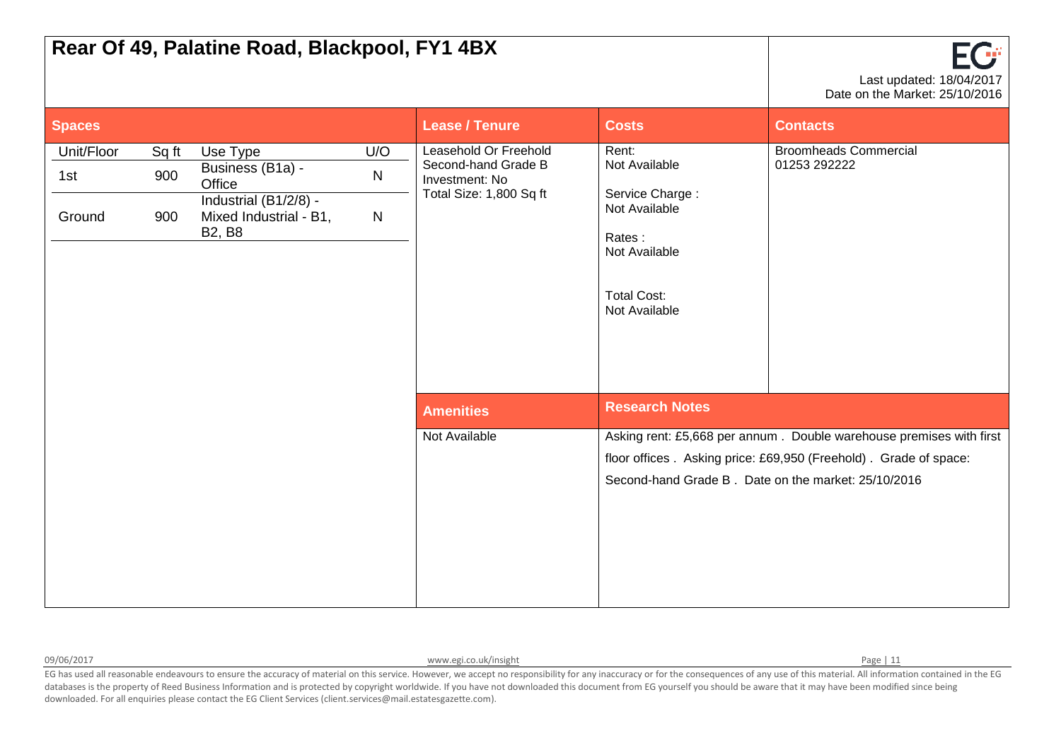# Rear Of 49, Palatine Road, Blackpool, FY1 4BX

Last updated: 18/04/2017
Date on the Market: 25/10/2016

## Spaces

| Unit/Floor | Sq ft | Use Type | U/O |
|---|---|---|---|
| 1st | 900 | Business (B1a) - Office | N |
| Ground | 900 | Industrial (B1/2/8) - Mixed Industrial - B1, B2, B8 | N |

## Lease / Tenure

Leasehold Or Freehold
Second-hand Grade B
Investment: No
Total Size: 1,800 Sq ft

## Costs

Rent:
Not Available

Service Charge :
Not Available

Rates :
Not Available

Total Cost:
Not Available

## Contacts

Broomheads Commercial
01253 292222

## Amenities

Not Available

## Research Notes

Asking rent: £5,668 per annum . Double warehouse premises with first floor offices . Asking price: £69,950 (Freehold) . Grade of space: Second-hand Grade B . Date on the market: 25/10/2016

09/06/2017

www.egi.co.uk/insight

EG has used all reasonable endeavours to ensure the accuracy of material on this service. However, we accept no responsibility for any inaccuracy or for the consequences of any use of this material. All information contained in the EG databases is the property of Reed Business Information and is protected by copyright worldwide. If you have not downloaded this document from EG yourself you should be aware that it may have been modified since being downloaded. For all enquiries please contact the EG Client Services (client.services@mail.estatesgazette.com).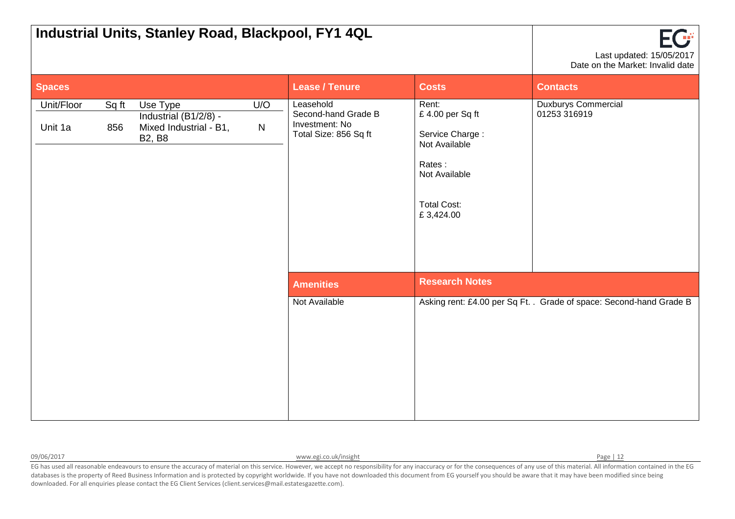# Industrial Units, Stanley Road, Blackpool, FY1 4QL

Last updated: 15/05/2017
Date on the Market: Invalid date

## Spaces

| Unit/Floor | Sq ft | Use Type | U/O |
|---|---|---|---|
| Unit 1a | 856 | Industrial (B1/2/8) - Mixed Industrial - B1, B2, B8 | N |

## Lease / Tenure

Leasehold
Second-hand Grade B
Investment: No
Total Size: 856 Sq ft

## Costs

Rent:
£ 4.00 per Sq ft

Service Charge :
Not Available

Rates :
Not Available

Total Cost:
£ 3,424.00

## Contacts

Duxburys Commercial
01253 316919

## Amenities

Not Available

## Research Notes

Asking rent: £4.00 per Sq Ft. . Grade of space: Second-hand Grade B

09/06/2017

www.egi.co.uk/insight

EG has used all reasonable endeavours to ensure the accuracy of material on this service. However, we accept no responsibility for any inaccuracy or for the consequences of any use of this material. All information contained in the EG databases is the property of Reed Business Information and is protected by copyright worldwide. If you have not downloaded this document from EG yourself you should be aware that it may have been modified since being downloaded. For all enquiries please contact the EG Client Services (client.services@mail.estatesgazette.com).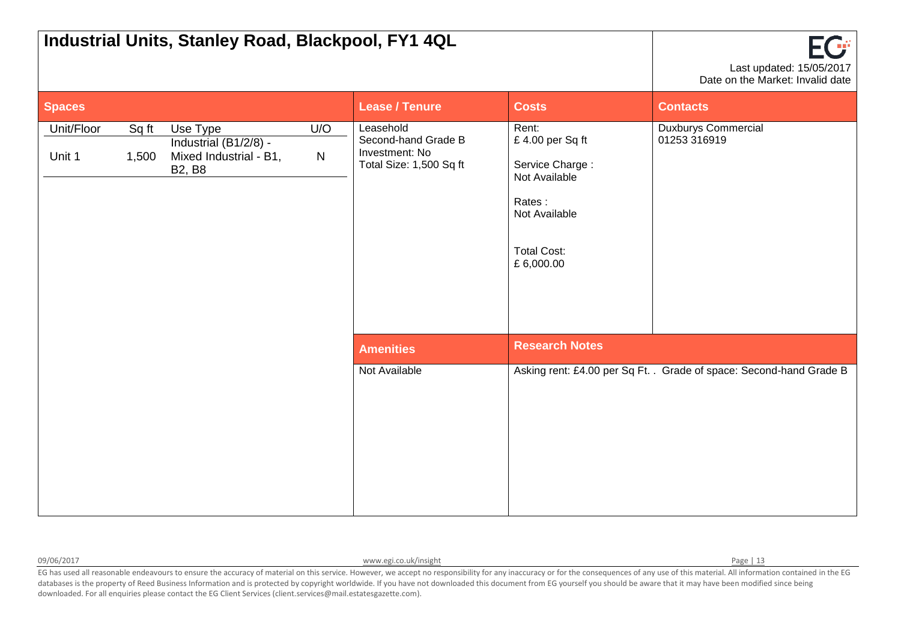# Industrial Units, Stanley Road, Blackpool, FY1 4QL

Last updated: 15/05/2017
Date on the Market: Invalid date

## Spaces

| Unit/Floor | Sq ft | Use Type | U/O |
|---|---|---|---|
| Unit 1 | 1,500 | Industrial (B1/2/8) - Mixed Industrial - B1, B2, B8 | N |

## Lease / Tenure

Leasehold
Second-hand Grade B
Investment: No
Total Size: 1,500 Sq ft

## Costs

Rent:
£ 4.00 per Sq ft

Service Charge :
Not Available

Rates :
Not Available

Total Cost:
£ 6,000.00

## Contacts

Duxburys Commercial
01253 316919

## Amenities

Not Available

## Research Notes

Asking rent: £4.00 per Sq Ft. . Grade of space: Second-hand Grade B

EG has used all reasonable endeavours to ensure the accuracy of material on this service. However, we accept no responsibility for any inaccuracy or for the consequences of any use of this material. All information contained in the EG databases is the property of Reed Business Information and is protected by copyright worldwide. If you have not downloaded this document from EG yourself you should be aware that it may have been modified since being downloaded. For all enquiries please contact the EG Client Services (client.services@mail.estatesgazette.com).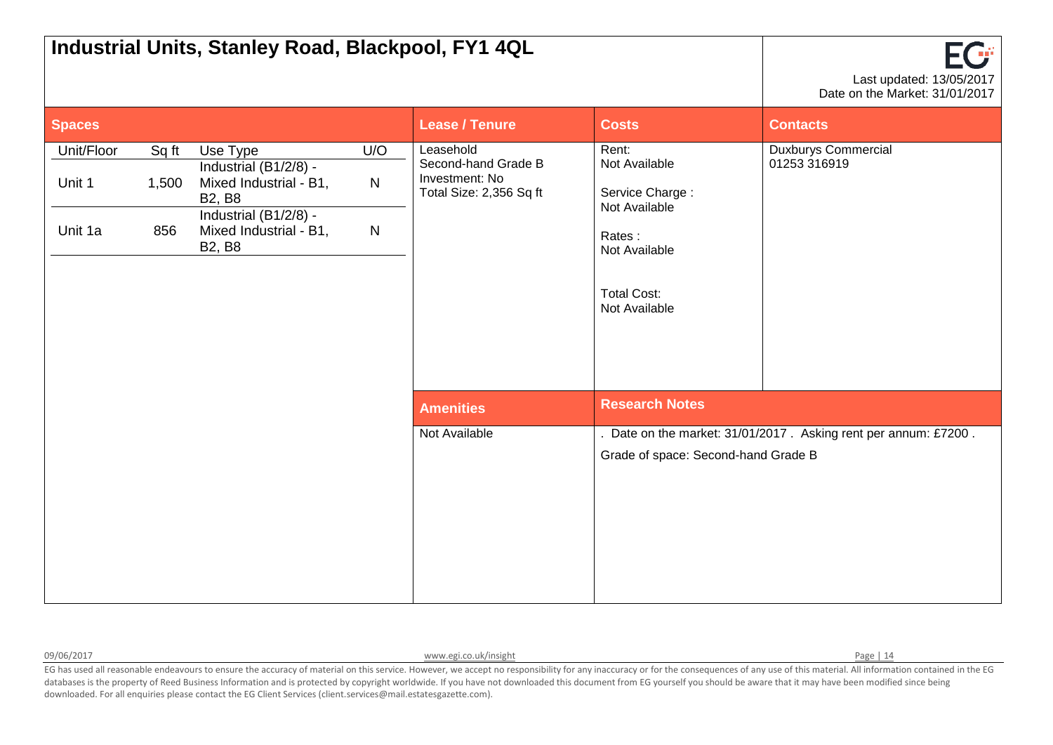# Industrial Units, Stanley Road, Blackpool, FY1 4QL

Last updated: 13/05/2017
Date on the Market: 31/01/2017

## Spaces

| Unit/Floor | Sq ft | Use Type | U/O |
|---|---|---|---|
| Unit 1 | 1,500 | Industrial (B1/2/8) - Mixed Industrial - B1, B2, B8 | N |
| Unit 1a | 856 | Industrial (B1/2/8) - Mixed Industrial - B1, B2, B8 | N |

## Lease / Tenure

Leasehold
Second-hand Grade B
Investment: No
Total Size: 2,356 Sq ft

## Costs

Rent:
Not Available

Service Charge :
Not Available

Rates :
Not Available

Total Cost:
Not Available

## Contacts

Duxburys Commercial
01253 316919

## Amenities

Not Available

## Research Notes

. Date on the market: 31/01/2017 . Asking rent per annum: £7200 .

Grade of space: Second-hand Grade B

EG has used all reasonable endeavours to ensure the accuracy of material on this service. However, we accept no responsibility for any inaccuracy or for the consequences of any use of this material. All information contained in the EG databases is the property of Reed Business Information and is protected by copyright worldwide. If you have not downloaded this document from EG yourself you should be aware that it may have been modified since being downloaded. For all enquiries please contact the EG Client Services (client.services@mail.estatesgazette.com).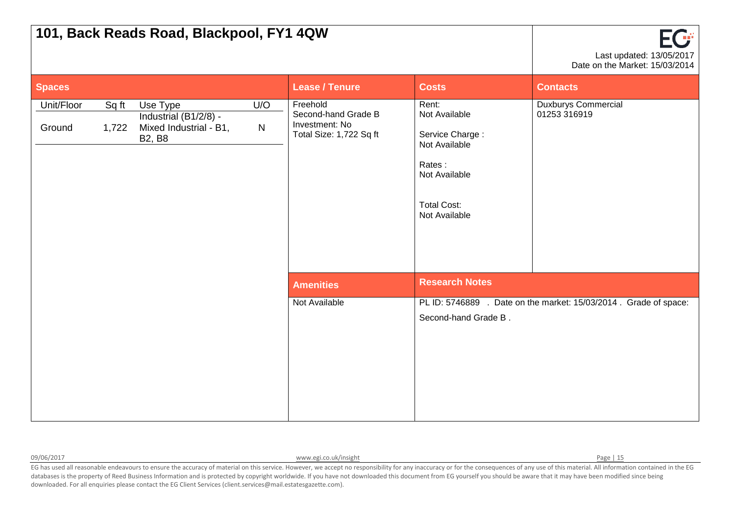# 101, Back Reads Road, Blackpool, FY1 4QW

Last updated: 13/05/2017
Date on the Market: 15/03/2014

## Spaces

| Unit/Floor | Sq ft | Use Type | U/O |
|---|---|---|---|
| Ground | 1,722 | Industrial (B1/2/8) - Mixed Industrial - B1, B2, B8 | N |

## Lease / Tenure

Freehold
Second-hand Grade B
Investment: No
Total Size: 1,722 Sq ft

## Costs

Rent:
Not Available

Service Charge :
Not Available

Rates :
Not Available

Total Cost:
Not Available

## Contacts

Duxburys Commercial
01253 316919

## Amenities

Not Available

## Research Notes

PL ID: 5746889 . Date on the market: 15/03/2014 . Grade of space: Second-hand Grade B .

EG has used all reasonable endeavours to ensure the accuracy of material on this service. However, we accept no responsibility for any inaccuracy or for the consequences of any use of this material. All information contained in the EG databases is the property of Reed Business Information and is protected by copyright worldwide. If you have not downloaded this document from EG yourself you should be aware that it may have been modified since being downloaded. For all enquiries please contact the EG Client Services (client.services@mail.estatesgazette.com).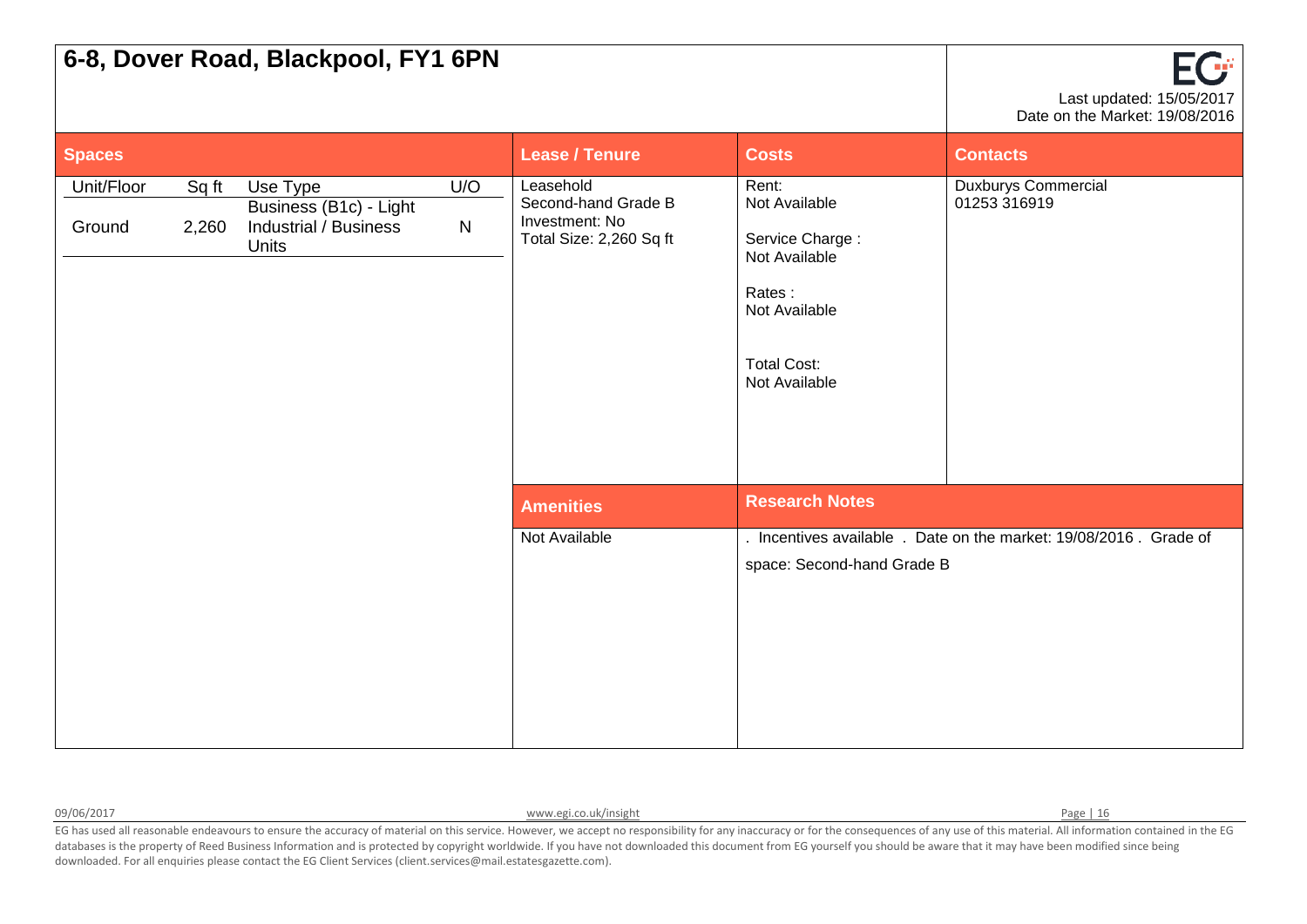# 6-8, Dover Road, Blackpool, FY1 6PN

Last updated: 15/05/2017
Date on the Market: 19/08/2016

## Spaces

| Unit/Floor | Sq ft | Use Type | U/O |
|---|---|---|---|
| Ground | 2,260 | Business (B1c) - Light Industrial / Business Units | N |

## Lease / Tenure

Leasehold
Second-hand Grade B
Investment: No
Total Size: 2,260 Sq ft

## Costs

Rent:
Not Available

Service Charge :
Not Available

Rates :
Not Available

Total Cost:
Not Available

## Contacts

Duxburys Commercial
01253 316919

## Amenities

Not Available

## Research Notes

. Incentives available . Date on the market: 19/08/2016 . Grade of space: Second-hand Grade B

09/06/2017

www.egi.co.uk/insight

EG has used all reasonable endeavours to ensure the accuracy of material on this service. However, we accept no responsibility for any inaccuracy or for the consequences of any use of this material. All information contained in the EG databases is the property of Reed Business Information and is protected by copyright worldwide. If you have not downloaded this document from EG yourself you should be aware that it may have been modified since being downloaded. For all enquiries please contact the EG Client Services (client.services@mail.estatesgazette.com).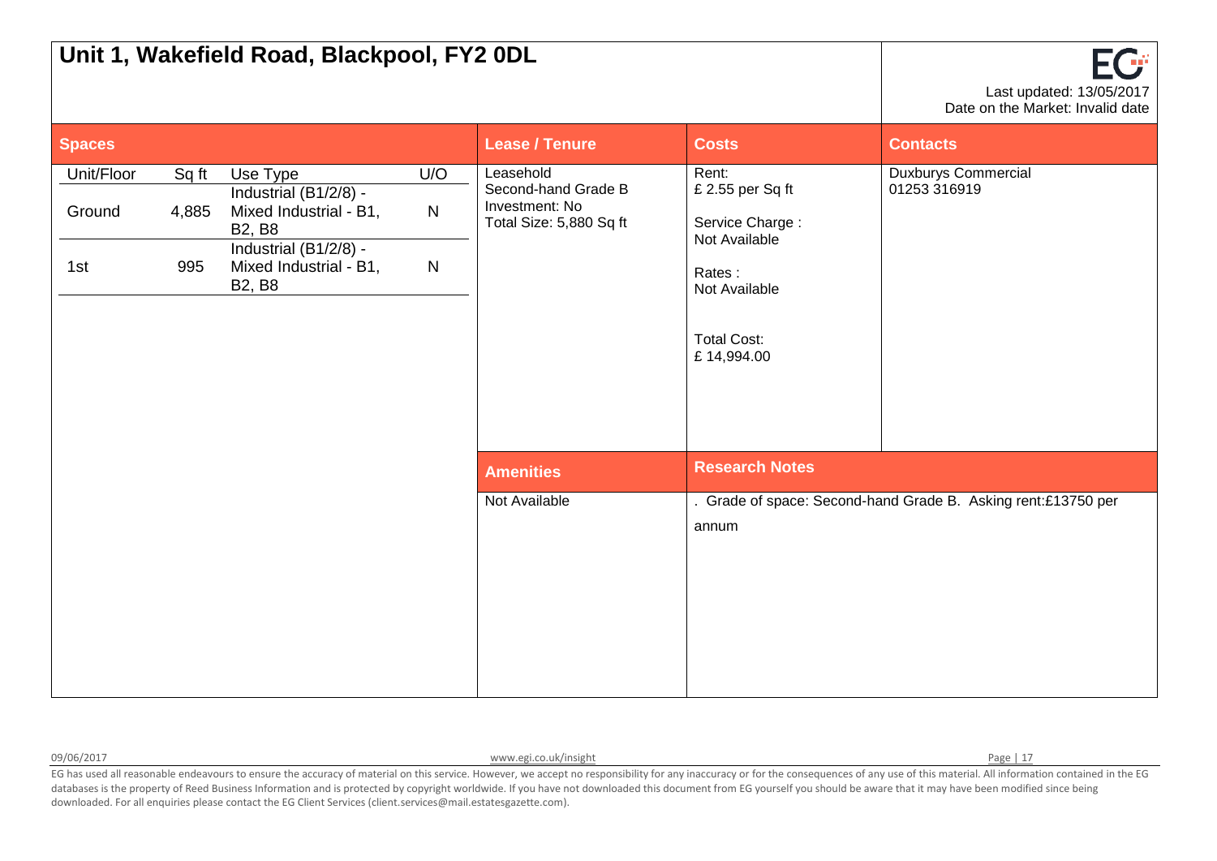# Unit 1, Wakefield Road, Blackpool, FY2 0DL

Last updated: 13/05/2017
Date on the Market: Invalid date

## Spaces

| Unit/Floor | Sq ft | Use Type | U/O |
|---|---|---|---|
| Ground | 4,885 | Industrial (B1/2/8) - Mixed Industrial - B1, B2, B8 | N |
| 1st | 995 | Industrial (B1/2/8) - Mixed Industrial - B1, B2, B8 | N |

## Lease / Tenure

Leasehold
Second-hand Grade B
Investment: No
Total Size: 5,880 Sq ft

## Costs

Rent:
£ 2.55 per Sq ft

Service Charge :
Not Available

Rates :
Not Available

Total Cost:
£ 14,994.00

## Contacts

Duxburys Commercial
01253 316919

## Amenities

Not Available

## Research Notes

. Grade of space: Second-hand Grade B. Asking rent:£13750 per annum

EG has used all reasonable endeavours to ensure the accuracy of material on this service. However, we accept no responsibility for any inaccuracy or for the consequences of any use of this material. All information contained in the EG databases is the property of Reed Business Information and is protected by copyright worldwide. If you have not downloaded this document from EG yourself you should be aware that it may have been modified since being downloaded. For all enquiries please contact the EG Client Services (client.services@mail.estatesgazette.com).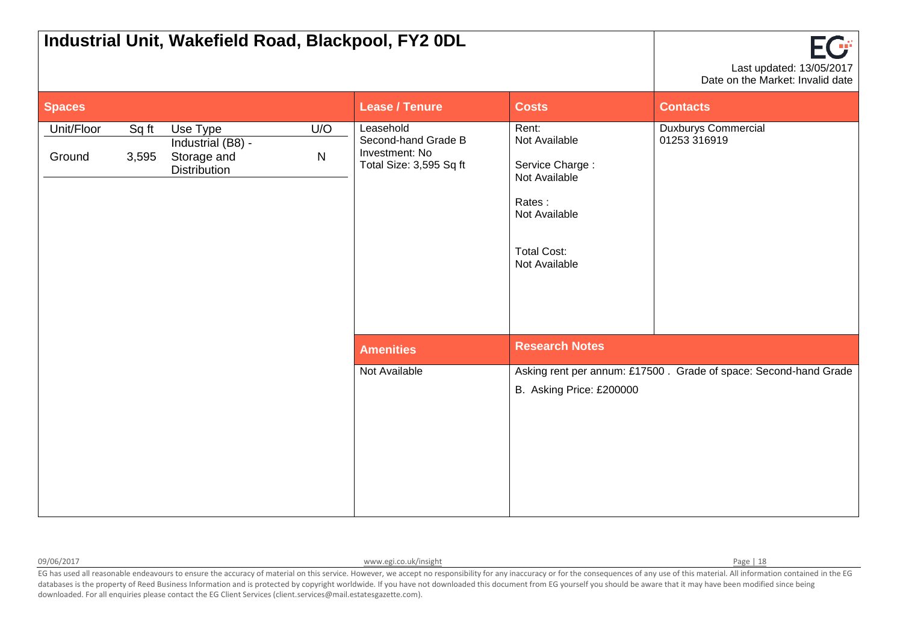# Industrial Unit, Wakefield Road, Blackpool, FY2 0DL

Last updated: 13/05/2017
Date on the Market: Invalid date

## Spaces

| Unit/Floor | Sq ft | Use Type | U/O |
|---|---|---|---|
| Ground | 3,595 | Industrial (B8) - Storage and Distribution | N |

## Lease / Tenure

Leasehold
Second-hand Grade B
Investment: No
Total Size: 3,595 Sq ft

## Costs

Rent:
Not Available

Service Charge :
Not Available

Rates :
Not Available

Total Cost:
Not Available

## Contacts

Duxburys Commercial
01253 316919

## Amenities

Not Available

## Research Notes

Asking rent per annum: £17500 . Grade of space: Second-hand Grade B. Asking Price: £200000

09/06/2017

www.egi.co.uk/insight

EG has used all reasonable endeavours to ensure the accuracy of material on this service. However, we accept no responsibility for any inaccuracy or for the consequences of any use of this material. All information contained in the EG databases is the property of Reed Business Information and is protected by copyright worldwide. If you have not downloaded this document from EG yourself you should be aware that it may have been modified since being downloaded. For all enquiries please contact the EG Client Services (client.services@mail.estatesgazette.com).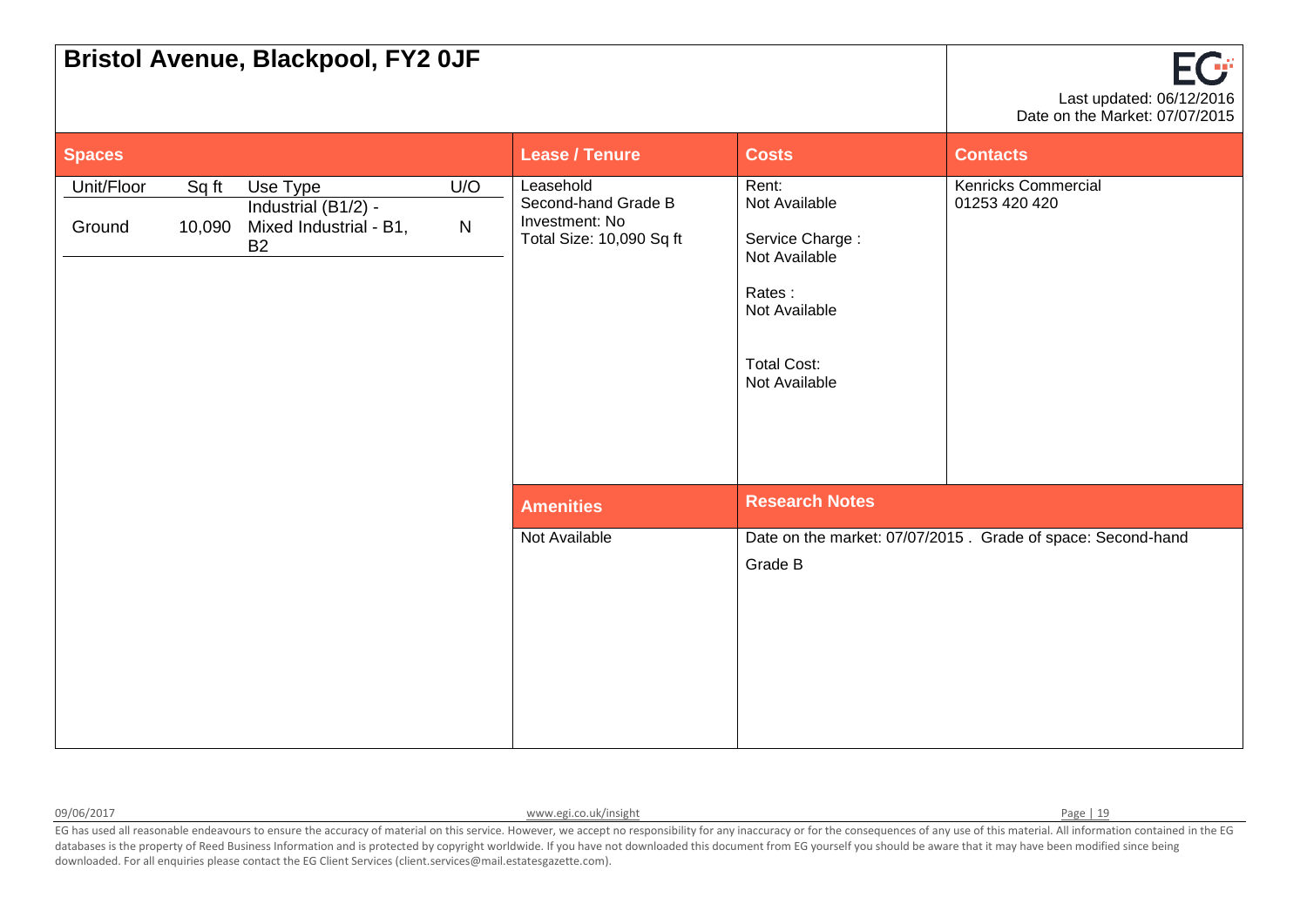# Bristol Avenue, Blackpool, FY2 0JF

Last updated: 06/12/2016
Date on the Market: 07/07/2015

## Spaces

| Unit/Floor | Sq ft | Use Type | U/O |
|---|---|---|---|
| Ground | 10,090 | Industrial (B1/2) - Mixed Industrial - B1, B2 | N |

## Lease / Tenure

Leasehold
Second-hand Grade B
Investment: No
Total Size: 10,090 Sq ft

## Costs

Rent:
Not Available

Service Charge :
Not Available

Rates :
Not Available

Total Cost:
Not Available

## Contacts

Kenricks Commercial
01253 420 420

## Amenities

Not Available

## Research Notes

Date on the market: 07/07/2015 . Grade of space: Second-hand Grade B

09/06/2017 www.egi.co.uk/insight

EG has used all reasonable endeavours to ensure the accuracy of material on this service. However, we accept no responsibility for any inaccuracy or for the consequences of any use of this material. All information contained in the EG databases is the property of Reed Business Information and is protected by copyright worldwide. If you have not downloaded this document from EG yourself you should be aware that it may have been modified since being downloaded. For all enquiries please contact the EG Client Services (client.services@mail.estatesgazette.com).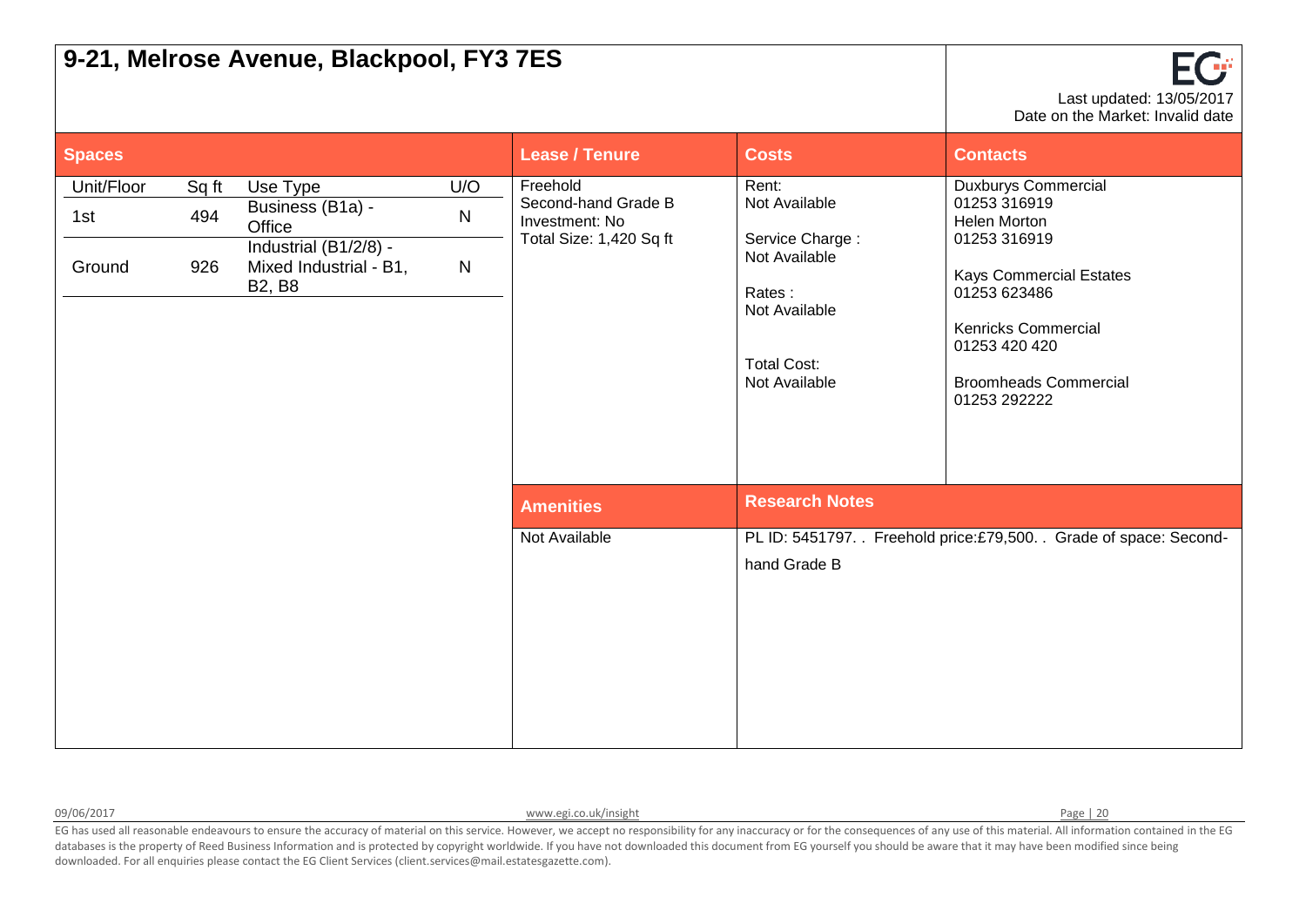# 9-21, Melrose Avenue, Blackpool, FY3 7ES

Last updated: 13/05/2017
Date on the Market: Invalid date

## Spaces

| Unit/Floor | Sq ft | Use Type | U/O |
|---|---|---|---|
| 1st | 494 | Business (B1a) - Office | N |
| Ground | 926 | Industrial (B1/2/8) - Mixed Industrial - B1, B2, B8 | N |

## Lease / Tenure

Freehold
Second-hand Grade B
Investment: No
Total Size: 1,420 Sq ft

## Costs

Rent:
Not Available

Service Charge :
Not Available

Rates :
Not Available

Total Cost:
Not Available

## Contacts

Duxburys Commercial
01253 316919
Helen Morton
01253 316919

Kays Commercial Estates
01253 623486

Kenricks Commercial
01253 420 420

Broomheads Commercial
01253 292222

## Amenities

Not Available

## Research Notes

PL ID: 5451797. . Freehold price:£79,500. . Grade of space: Second-hand Grade B

09/06/2017 www.egi.co.uk/insight

EG has used all reasonable endeavours to ensure the accuracy of material on this service. However, we accept no responsibility for any inaccuracy or for the consequences of any use of this material. All information contained in the EG databases is the property of Reed Business Information and is protected by copyright worldwide. If you have not downloaded this document from EG yourself you should be aware that it may have been modified since being downloaded. For all enquiries please contact the EG Client Services (client.services@mail.estatesgazette.com).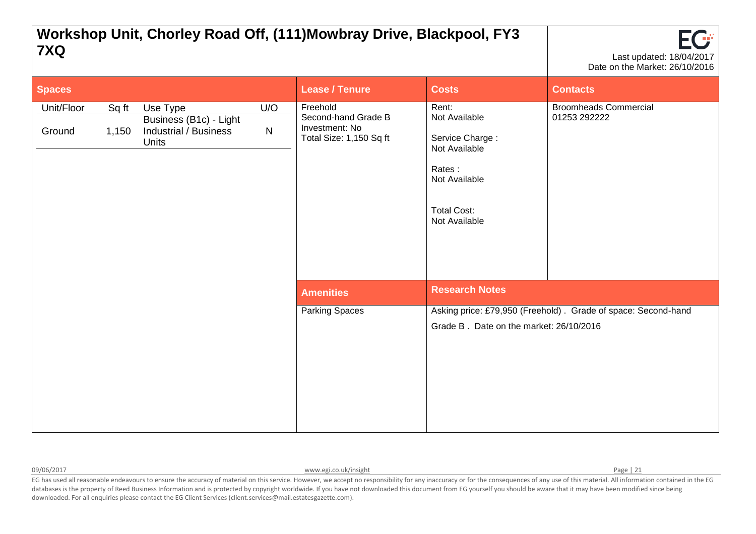# Workshop Unit, Chorley Road Off, (111)Mowbray Drive, Blackpool, FY3 7XQ

Last updated: 18/04/2017
Date on the Market: 26/10/2016

## Spaces

| Unit/Floor | Sq ft | Use Type | U/O |
|---|---|---|---|
| Ground | 1,150 | Business (B1c) - Light Industrial / Business Units | N |

## Lease / Tenure

Freehold
Second-hand Grade B
Investment: No
Total Size: 1,150 Sq ft

## Costs

Rent:
Not Available

Service Charge :
Not Available

Rates :
Not Available

Total Cost:
Not Available

## Contacts

Broomheads Commercial
01253 292222

## Amenities

Parking Spaces

## Research Notes

Asking price: £79,950 (Freehold) . Grade of space: Second-hand Grade B . Date on the market: 26/10/2016

09/06/2017

www.egi.co.uk/insight

EG has used all reasonable endeavours to ensure the accuracy of material on this service. However, we accept no responsibility for any inaccuracy or for the consequences of any use of this material. All information contained in the EG databases is the property of Reed Business Information and is protected by copyright worldwide. If you have not downloaded this document from EG yourself you should be aware that it may have been modified since being downloaded. For all enquiries please contact the EG Client Services (client.services@mail.estatesgazette.com).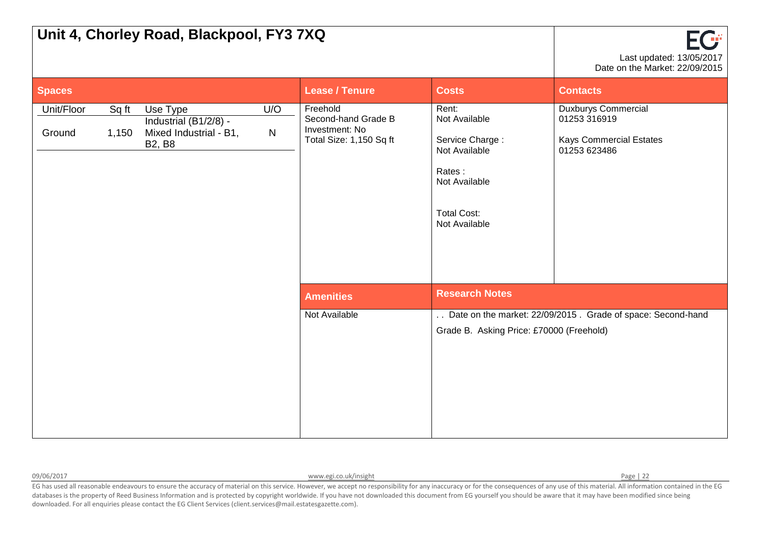# Unit 4, Chorley Road, Blackpool, FY3 7XQ

Last updated: 13/05/2017
Date on the Market: 22/09/2015

## Spaces

| Unit/Floor | Sq ft | Use Type | U/O |
|---|---|---|---|
| Ground | 1,150 | Industrial (B1/2/8) - Mixed Industrial - B1, B2, B8 | N |

## Lease / Tenure

Freehold
Second-hand Grade B
Investment: No
Total Size: 1,150 Sq ft

## Costs

Rent:
Not Available

Service Charge :
Not Available

Rates :
Not Available

Total Cost:
Not Available

## Contacts

Duxburys Commercial
01253 316919

Kays Commercial Estates
01253 623486

## Amenities

Not Available

## Research Notes

. . Date on the market: 22/09/2015 . Grade of space: Second-hand Grade B. Asking Price: £70000 (Freehold)

EG has used all reasonable endeavours to ensure the accuracy of material on this service. However, we accept no responsibility for any inaccuracy or for the consequences of any use of this material. All information contained in the EG databases is the property of Reed Business Information and is protected by copyright worldwide. If you have not downloaded this document from EG yourself you should be aware that it may have been modified since being downloaded. For all enquiries please contact the EG Client Services (client.services@mail.estatesgazette.com).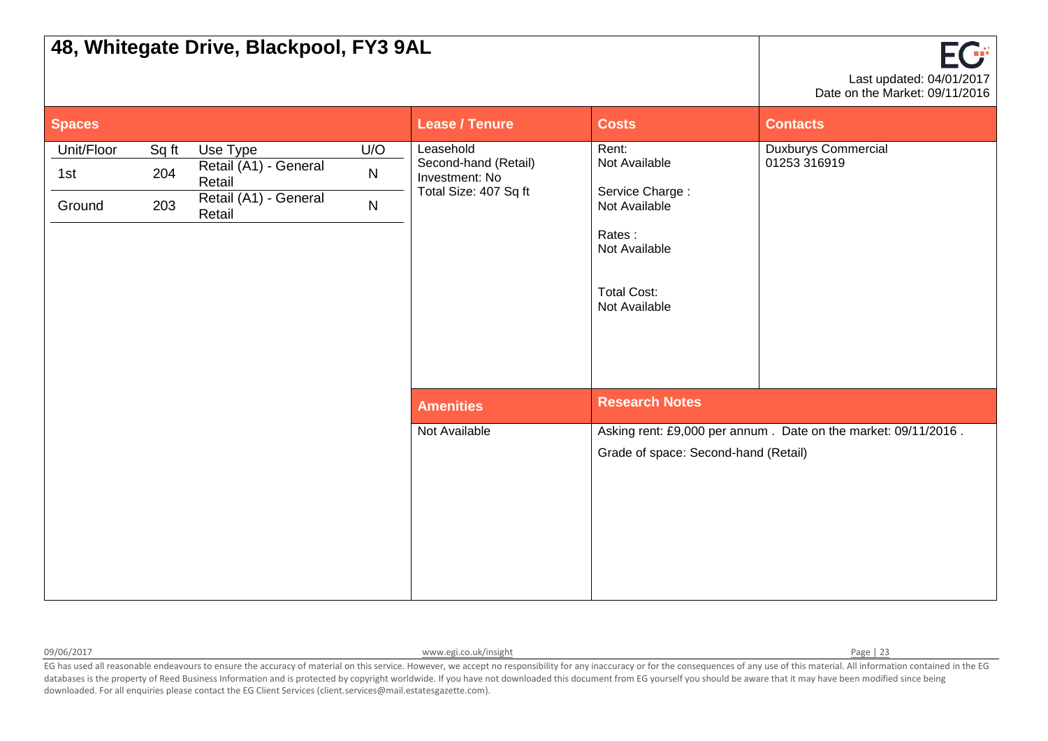# 48, Whitegate Drive, Blackpool, FY3 9AL

Last updated: 04/01/2017
Date on the Market: 09/11/2016

## Spaces

| Unit/Floor | Sq ft | Use Type | U/O |
|---|---|---|---|
| 1st | 204 | Retail (A1) - General Retail | N |
| Ground | 203 | Retail (A1) - General Retail | N |

## Lease / Tenure

Leasehold
Second-hand (Retail)
Investment: No
Total Size: 407 Sq ft

## Costs

Rent:
Not Available

Service Charge :
Not Available

Rates :
Not Available

Total Cost:
Not Available

## Contacts

Duxburys Commercial
01253 316919

## Amenities

Not Available

## Research Notes

Asking rent: £9,000 per annum . Date on the market: 09/11/2016 .

Grade of space: Second-hand (Retail)

EG has used all reasonable endeavours to ensure the accuracy of material on this service. However, we accept no responsibility for any inaccuracy or for the consequences of any use of this material. All information contained in the EG databases is the property of Reed Business Information and is protected by copyright worldwide. If you have not downloaded this document from EG yourself you should be aware that it may have been modified since being downloaded. For all enquiries please contact the EG Client Services (client.services@mail.estatesgazette.com).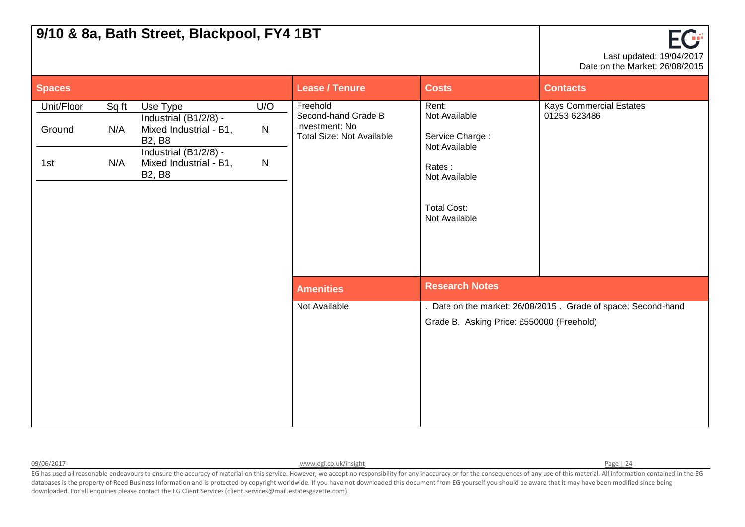# 9/10 & 8a, Bath Street, Blackpool, FY4 1BT

Last updated: 19/04/2017
Date on the Market: 26/08/2015

## Spaces

| Unit/Floor | Sq ft | Use Type | U/O |
|---|---|---|---|
| Ground | N/A | Industrial (B1/2/8) - Mixed Industrial - B1, B2, B8 | N |
| 1st | N/A | Industrial (B1/2/8) - Mixed Industrial - B1, B2, B8 | N |

## Lease / Tenure

Freehold
Second-hand Grade B
Investment: No
Total Size: Not Available

## Costs

Rent:
Not Available

Service Charge :
Not Available

Rates :
Not Available

Total Cost:
Not Available

## Contacts

Kays Commercial Estates
01253 623486

## Amenities

Not Available

## Research Notes

. Date on the market: 26/08/2015 . Grade of space: Second-hand Grade B. Asking Price: £550000 (Freehold)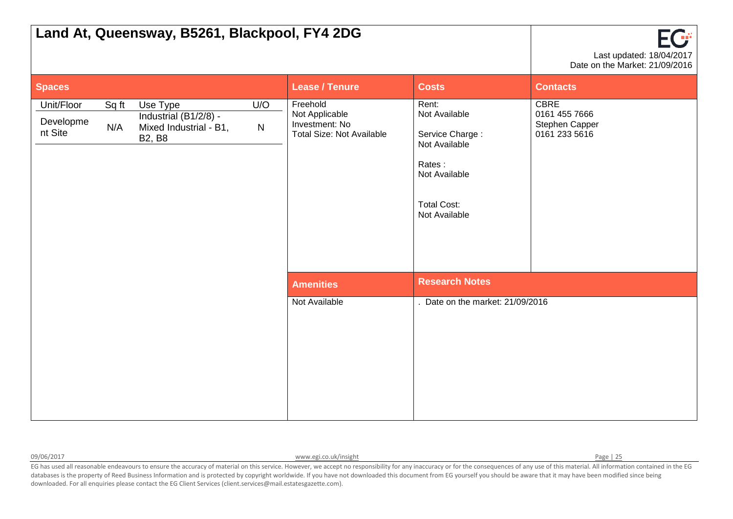# Land At, Queensway, B5261, Blackpool, FY4 2DG

Last updated: 18/04/2017
Date on the Market: 21/09/2016

## Spaces

| Unit/Floor | Sq ft | Use Type | U/O |
|---|---|---|---|
| Development Site | N/A | Industrial (B1/2/8) - Mixed Industrial - B1, B2, B8 | N |

## Lease / Tenure

Freehold
Not Applicable
Investment: No
Total Size: Not Available

## Costs

Rent:
Not Available

Service Charge :
Not Available

Rates :
Not Available

Total Cost:
Not Available

## Contacts

CBRE
0161 455 7666
Stephen Capper
0161 233 5616

## Amenities

Not Available

## Research Notes

. Date on the market: 21/09/2016

EG has used all reasonable endeavours to ensure the accuracy of material on this service. However, we accept no responsibility for any inaccuracy or for the consequences of any use of this material. All information contained in the EG databases is the property of Reed Business Information and is protected by copyright worldwide. If you have not downloaded this document from EG yourself you should be aware that it may have been modified since being downloaded. For all enquiries please contact the EG Client Services (client.services@mail.estatesgazette.com).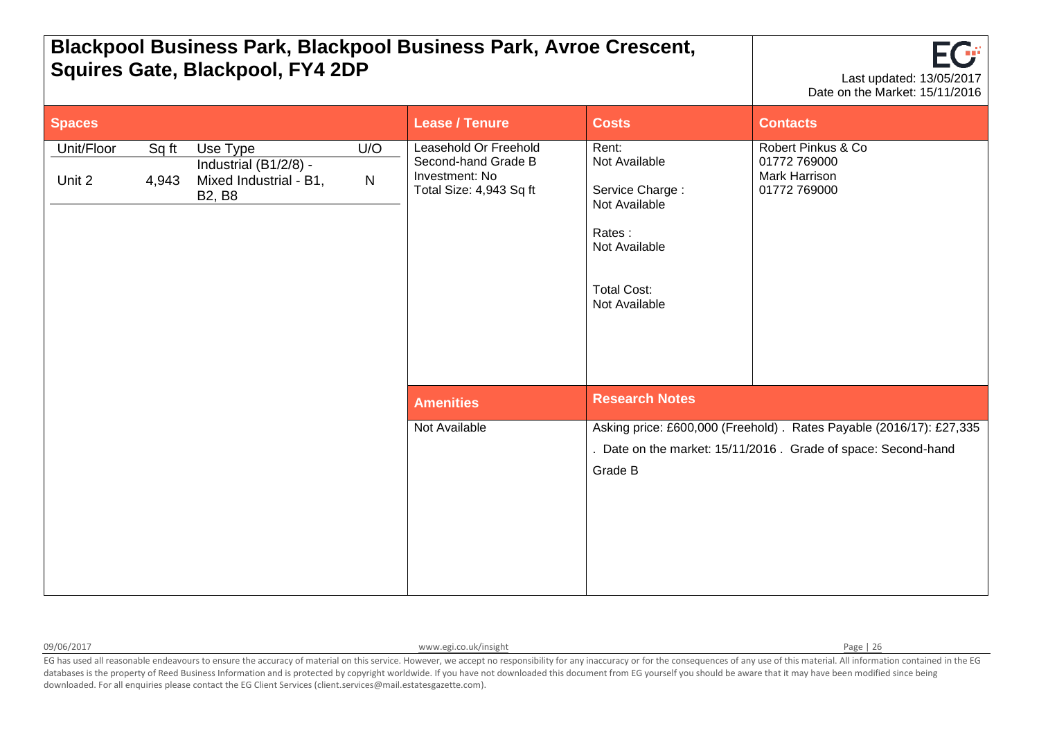# Blackpool Business Park, Blackpool Business Park, Avroe Crescent, Squires Gate, Blackpool, FY4 2DP

Last updated: 13/05/2017
Date on the Market: 15/11/2016

## Spaces

| Unit/Floor | Sq ft | Use Type | U/O |
|---|---|---|---|
| Unit 2 | 4,943 | Industrial (B1/2/8) - Mixed Industrial - B1, B2, B8 | N |

## Lease / Tenure

Leasehold Or Freehold
Second-hand Grade B
Investment: No
Total Size: 4,943 Sq ft

## Costs

Rent:
Not Available

Service Charge :
Not Available

Rates :
Not Available

Total Cost:
Not Available

## Contacts

Robert Pinkus & Co
01772 769000
Mark Harrison
01772 769000

## Amenities

Not Available

## Research Notes

Asking price: £600,000 (Freehold) . Rates Payable (2016/17): £27,335 . Date on the market: 15/11/2016 . Grade of space: Second-hand Grade B

EG has used all reasonable endeavours to ensure the accuracy of material on this service. However, we accept no responsibility for any inaccuracy or for the consequences of any use of this material. All information contained in the EG databases is the property of Reed Business Information and is protected by copyright worldwide. If you have not downloaded this document from EG yourself you should be aware that it may have been modified since being downloaded. For all enquiries please contact the EG Client Services (client.services@mail.estatesgazette.com).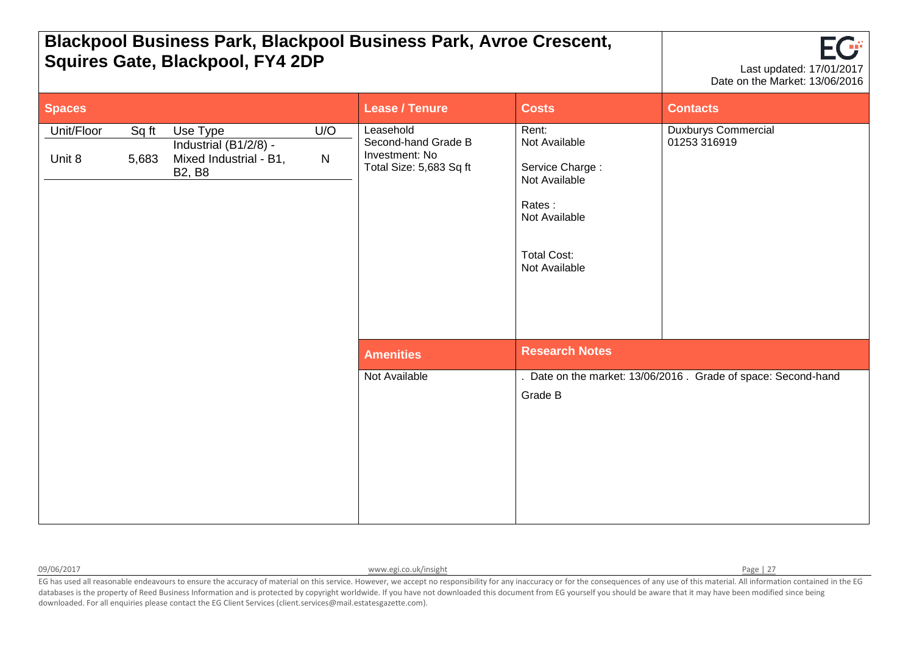# Blackpool Business Park, Blackpool Business Park, Avroe Crescent, Squires Gate, Blackpool, FY4 2DP

Last updated: 17/01/2017
Date on the Market: 13/06/2016

## Spaces

| Unit/Floor | Sq ft | Use Type | U/O |
|---|---|---|---|
| Unit 8 | 5,683 | Industrial (B1/2/8) - Mixed Industrial - B1, B2, B8 | N |

## Lease / Tenure

Leasehold
Second-hand Grade B
Investment: No
Total Size: 5,683 Sq ft

## Costs

Rent:
Not Available

Service Charge :
Not Available

Rates :
Not Available

Total Cost:
Not Available

## Contacts

Duxburys Commercial
01253 316919

## Amenities

Not Available

## Research Notes

. Date on the market: 13/06/2016 . Grade of space: Second-hand Grade B

09/06/2017 www.egi.co.uk/insight

EG has used all reasonable endeavours to ensure the accuracy of material on this service. However, we accept no responsibility for any inaccuracy or for the consequences of any use of this material. All information contained in the EG databases is the property of Reed Business Information and is protected by copyright worldwide. If you have not downloaded this document from EG yourself you should be aware that it may have been modified since being downloaded. For all enquiries please contact the EG Client Services (client.services@mail.estatesgazette.com).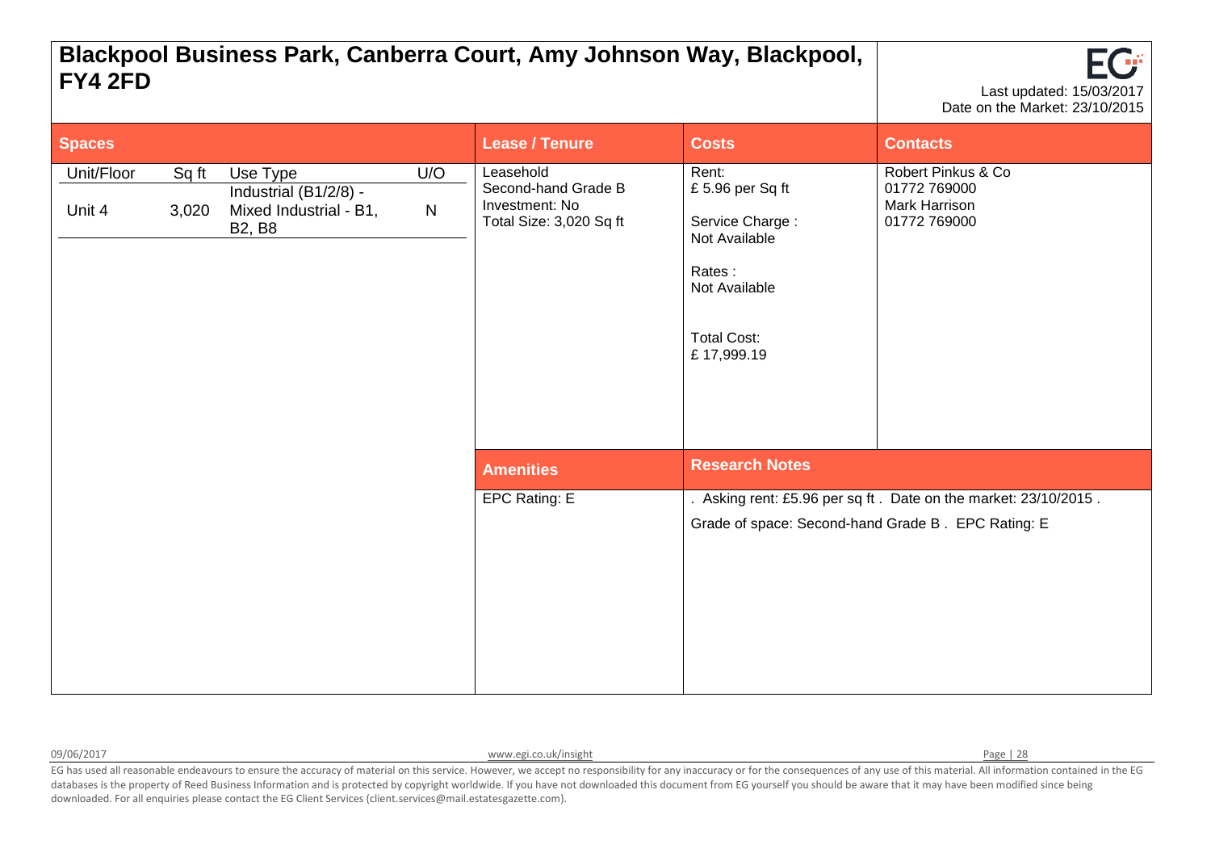# Blackpool Business Park, Canberra Court, Amy Johnson Way, Blackpool, FY4 2FD

Last updated: 15/03/2017
Date on the Market: 23/10/2015

## Spaces

| Unit/Floor | Sq ft | Use Type | U/O |
|---|---|---|---|
| Unit 4 | 3,020 | Industrial (B1/2/8) - Mixed Industrial - B1, B2, B8 | N |

## Lease / Tenure

Leasehold
Second-hand Grade B
Investment: No
Total Size: 3,020 Sq ft

## Costs

Rent:
£ 5.96 per Sq ft

Service Charge :
Not Available

Rates :
Not Available

Total Cost:
£ 17,999.19

## Contacts

Robert Pinkus & Co
01772 769000
Mark Harrison
01772 769000

## Amenities

EPC Rating: E

## Research Notes

. Asking rent: £5.96 per sq ft . Date on the market: 23/10/2015 .
Grade of space: Second-hand Grade B . EPC Rating: E

EG has used all reasonable endeavours to ensure the accuracy of material on this service. However, we accept no responsibility for any inaccuracy or for the consequences of any use of this material. All information contained in the EG databases is the property of Reed Business Information and is protected by copyright worldwide. If you have not downloaded this document from EG yourself you should be aware that it may have been modified since being downloaded. For all enquiries please contact the EG Client Services (client.services@mail.estatesgazette.com).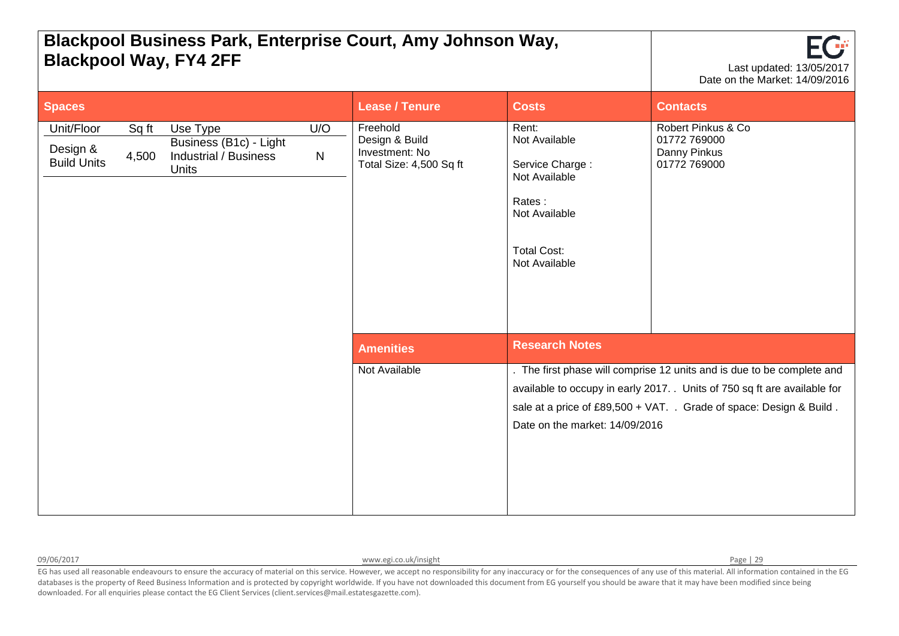# Blackpool Business Park, Enterprise Court, Amy Johnson Way, Blackpool Way, FY4 2FF

Last updated: 13/05/2017
Date on the Market: 14/09/2016

## Spaces

| Unit/Floor | Sq ft | Use Type | U/O |
|---|---|---|---|
| Design & Build Units | 4,500 | Business (B1c) - Light Industrial / Business Units | N |

## Lease / Tenure

Freehold
Design & Build
Investment: No
Total Size: 4,500 Sq ft

## Costs

Rent:
Not Available

Service Charge :
Not Available

Rates :
Not Available

Total Cost:
Not Available

## Contacts

Robert Pinkus & Co
01772 769000
Danny Pinkus
01772 769000

## Amenities

Not Available

## Research Notes

. The first phase will comprise 12 units and is due to be complete and available to occupy in early 2017. . Units of 750 sq ft are available for sale at a price of £89,500 + VAT. . Grade of space: Design & Build . Date on the market: 14/09/2016

09/06/2017 www.egi.co.uk/insight

EG has used all reasonable endeavours to ensure the accuracy of material on this service. However, we accept no responsibility for any inaccuracy or for the consequences of any use of this material. All information contained in the EG databases is the property of Reed Business Information and is protected by copyright worldwide. If you have not downloaded this document from EG yourself you should be aware that it may have been modified since being downloaded. For all enquiries please contact the EG Client Services (client.services@mail.estatesgazette.com).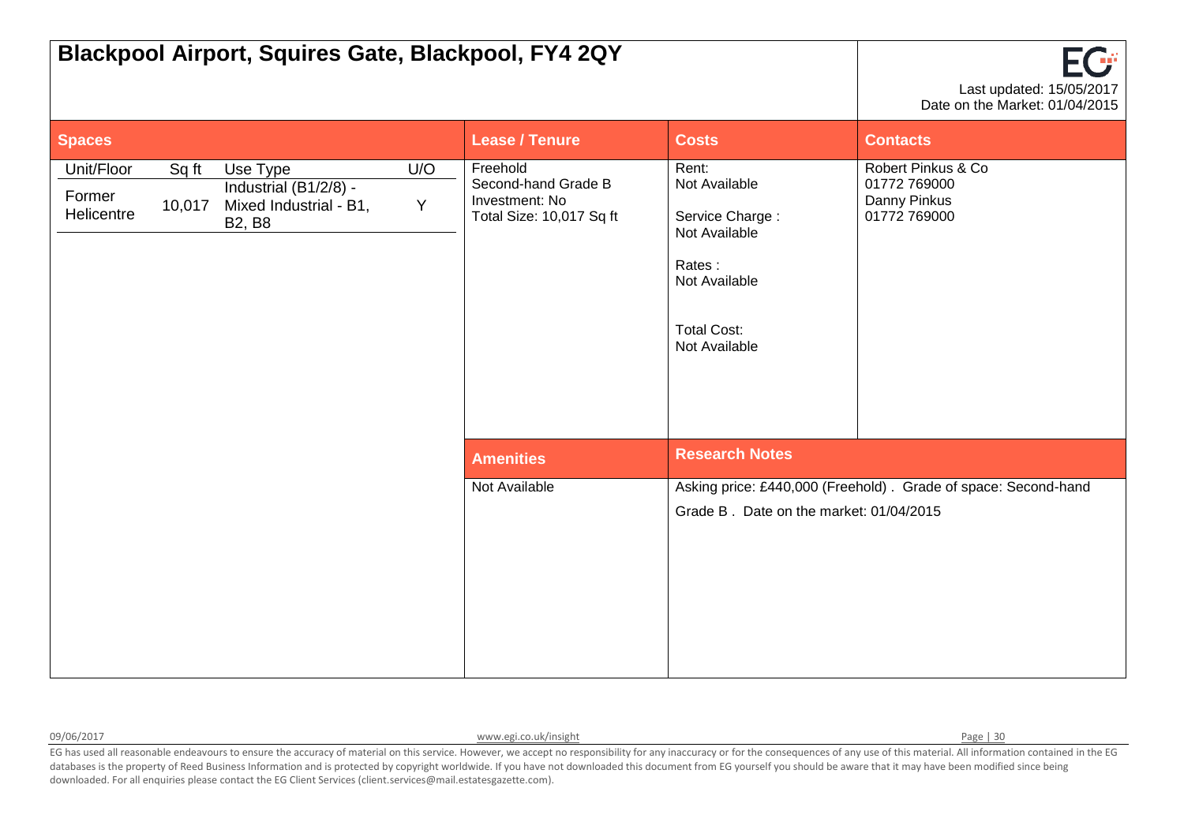# Blackpool Airport, Squires Gate, Blackpool, FY4 2QY

Last updated: 15/05/2017
Date on the Market: 01/04/2015

## Spaces

| Unit/Floor | Sq ft | Use Type | U/O |
|---|---|---|---|
| Former Helicentre | 10,017 | Industrial (B1/2/8) - Mixed Industrial - B1, B2, B8 | Y |

## Lease / Tenure

Freehold
Second-hand Grade B
Investment: No
Total Size: 10,017 Sq ft

## Costs

Rent:
Not Available

Service Charge :
Not Available

Rates :
Not Available

Total Cost:
Not Available

## Contacts

Robert Pinkus & Co
01772 769000
Danny Pinkus
01772 769000

## Amenities

Not Available

## Research Notes

Asking price: £440,000 (Freehold) . Grade of space: Second-hand Grade B . Date on the market: 01/04/2015

EG has used all reasonable endeavours to ensure the accuracy of material on this service. However, we accept no responsibility for any inaccuracy or for the consequences of any use of this material. All information contained in the EG databases is the property of Reed Business Information and is protected by copyright worldwide. If you have not downloaded this document from EG yourself you should be aware that it may have been modified since being downloaded. For all enquiries please contact the EG Client Services (client.services@mail.estatesgazette.com).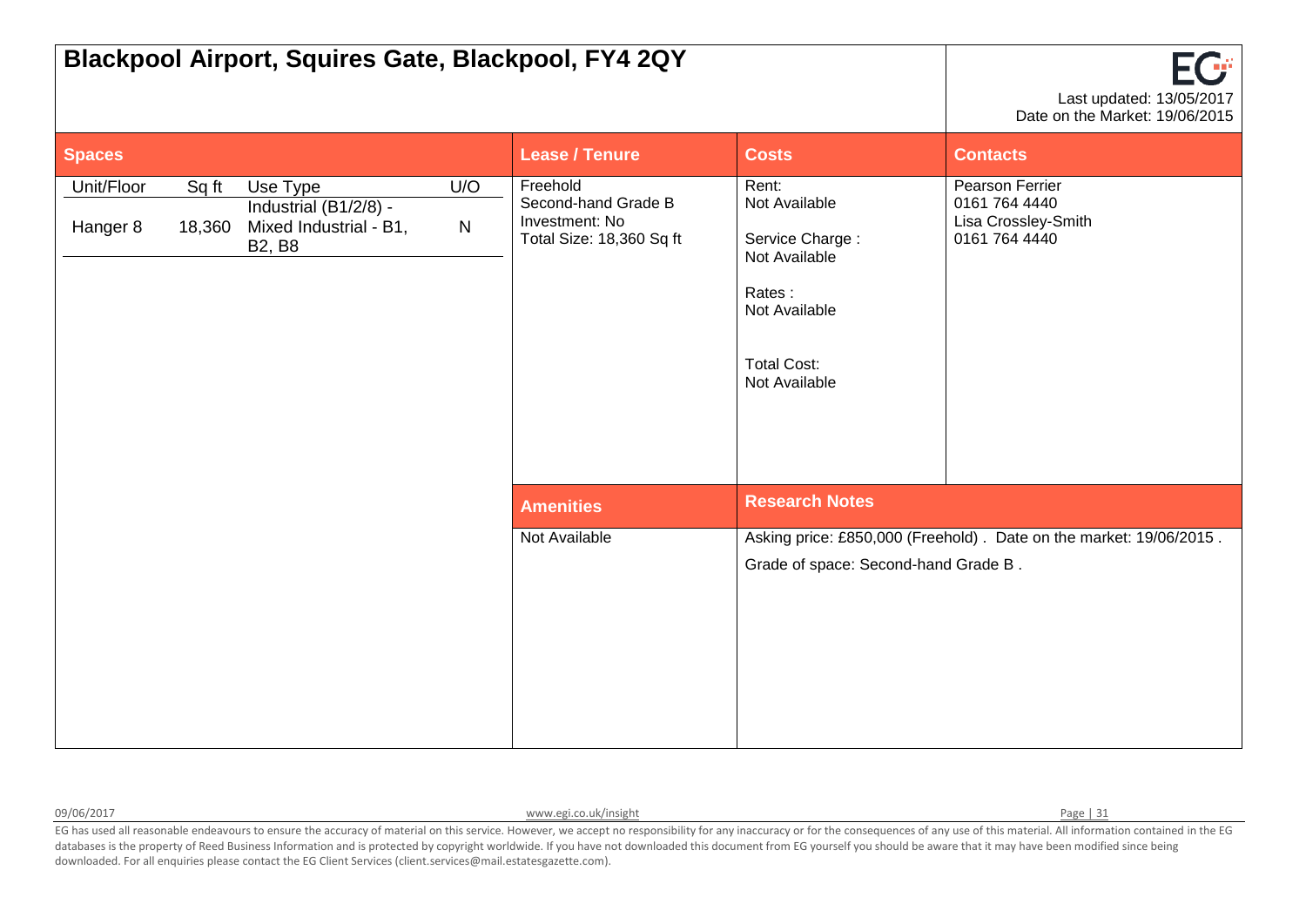# Blackpool Airport, Squires Gate, Blackpool, FY4 2QY

Last updated: 13/05/2017
Date on the Market: 19/06/2015

## Spaces

| Unit/Floor | Sq ft | Use Type | U/O |
| --- | --- | --- | --- |
| Hanger 8 | 18,360 | Industrial (B1/2/8) - Mixed Industrial - B1, B2, B8 | N |

## Lease / Tenure

Freehold
Second-hand Grade B
Investment: No
Total Size: 18,360 Sq ft

## Costs

Rent:
Not Available

Service Charge :
Not Available

Rates :
Not Available

Total Cost:
Not Available

## Contacts

Pearson Ferrier
0161 764 4440
Lisa Crossley-Smith
0161 764 4440

## Amenities

Not Available

## Research Notes

Asking price: £850,000 (Freehold) . Date on the market: 19/06/2015 .

Grade of space: Second-hand Grade B .

09/06/2017 www.egi.co.uk/insight

EG has used all reasonable endeavours to ensure the accuracy of material on this service. However, we accept no responsibility for any inaccuracy or for the consequences of any use of this material. All information contained in the EG databases is the property of Reed Business Information and is protected by copyright worldwide. If you have not downloaded this document from EG yourself you should be aware that it may have been modified since being downloaded. For all enquiries please contact the EG Client Services (client.services@mail.estatesgazette.com).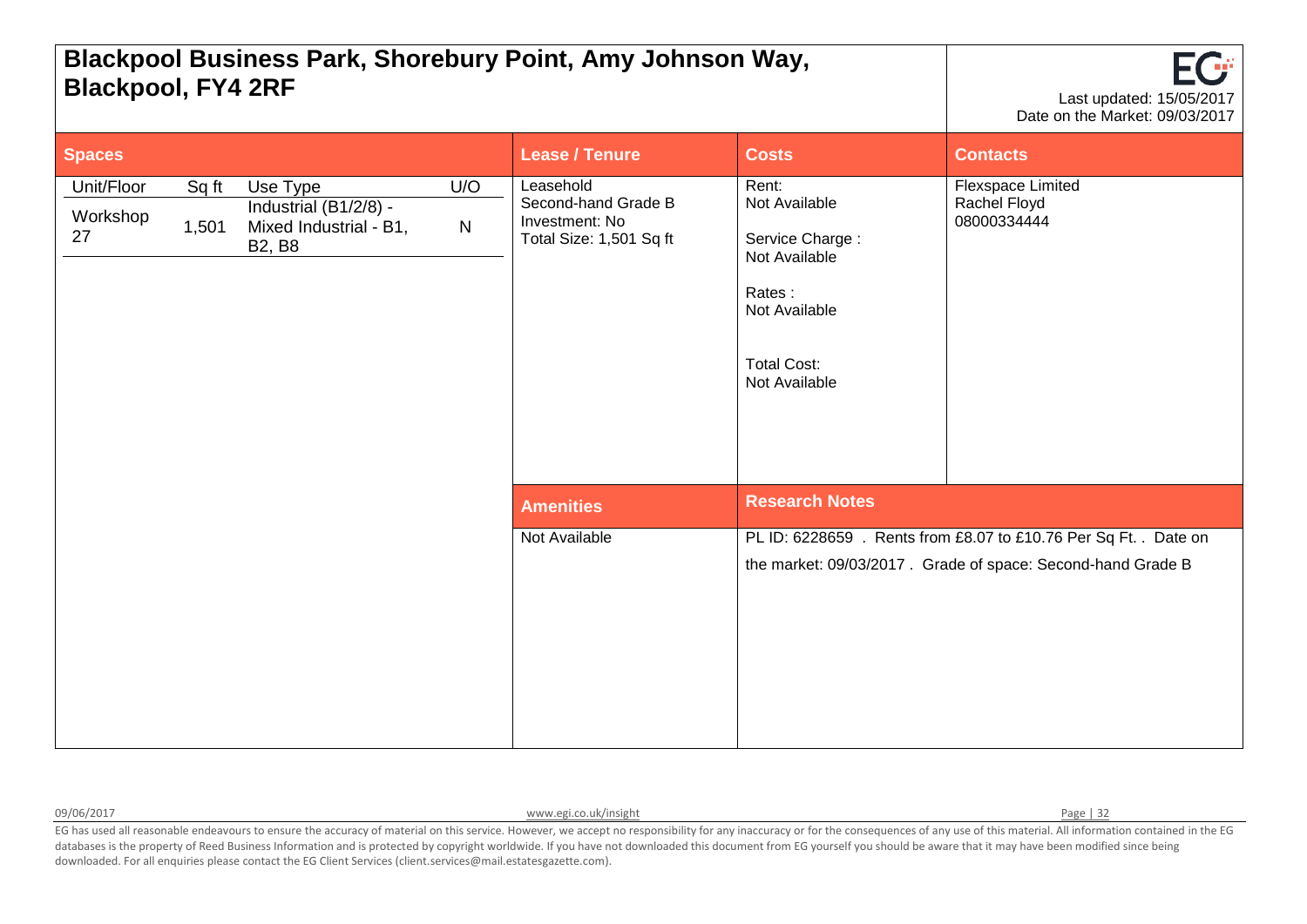# Blackpool Business Park, Shorebury Point, Amy Johnson Way, Blackpool, FY4 2RF

Last updated: 15/05/2017
Date on the Market: 09/03/2017

## Spaces

| Unit/Floor | Sq ft | Use Type | U/O |
|---|---|---|---|
| Workshop 27 | 1,501 | Industrial (B1/2/8) - Mixed Industrial - B1, B2, B8 | N |

## Lease / Tenure

Leasehold
Second-hand Grade B
Investment: No
Total Size: 1,501 Sq ft

## Costs

Rent:
Not Available

Service Charge :
Not Available

Rates :
Not Available

Total Cost:
Not Available

## Contacts

Flexspace Limited
Rachel Floyd
08000334444

## Amenities

Not Available

## Research Notes

PL ID: 6228659 . Rents from £8.07 to £10.76 Per Sq Ft. . Date on the market: 09/03/2017 . Grade of space: Second-hand Grade B

09/06/2017 www.egi.co.uk/insight

EG has used all reasonable endeavours to ensure the accuracy of material on this service. However, we accept no responsibility for any inaccuracy or for the consequences of any use of this material. All information contained in the EG databases is the property of Reed Business Information and is protected by copyright worldwide. If you have not downloaded this document from EG yourself you should be aware that it may have been modified since being downloaded. For all enquiries please contact the EG Client Services (client.services@mail.estatesgazette.com).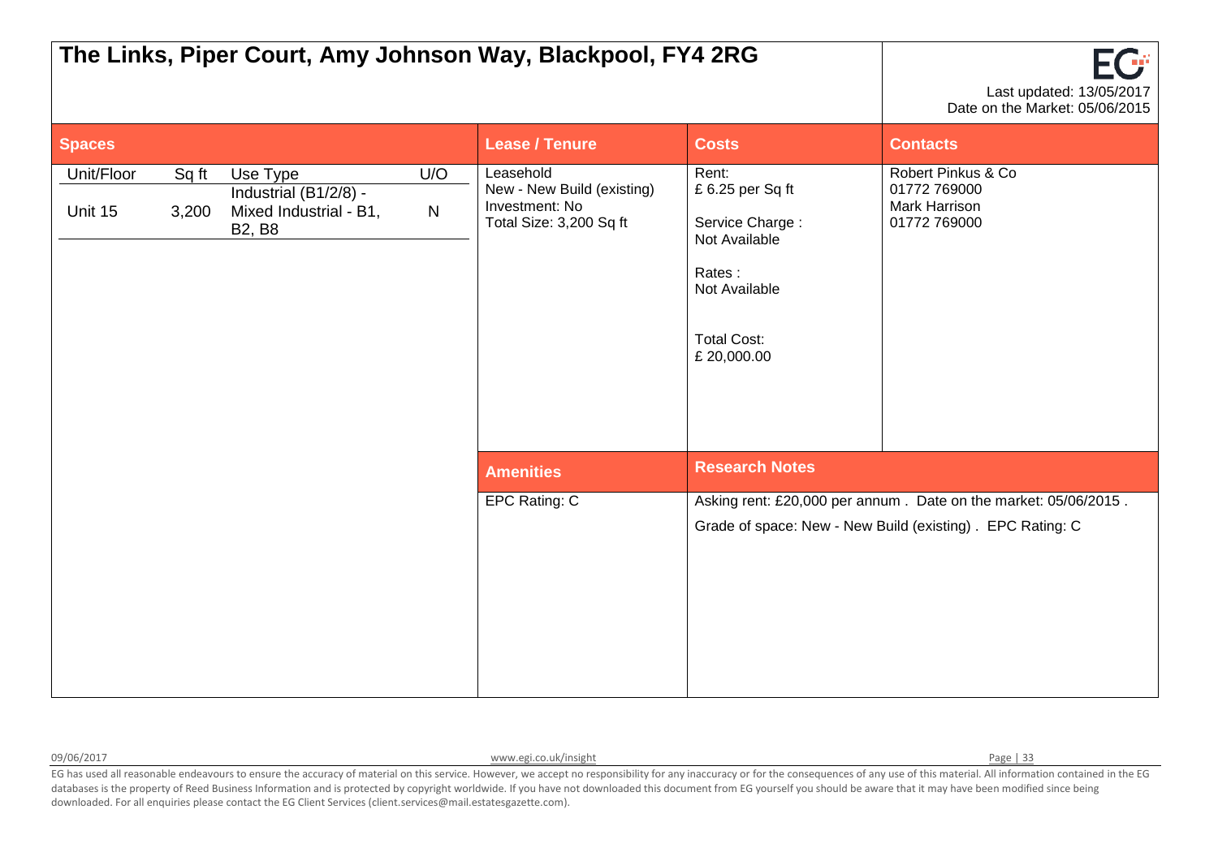# The Links, Piper Court, Amy Johnson Way, Blackpool, FY4 2RG

Last updated: 13/05/2017
Date on the Market: 05/06/2015

## Spaces

| Unit/Floor | Sq ft | Use Type | U/O |
|---|---|---|---|
| Unit 15 | 3,200 | Industrial (B1/2/8) - Mixed Industrial - B1, B2, B8 | N |

## Lease / Tenure

Leasehold
New - New Build (existing)
Investment: No
Total Size: 3,200 Sq ft

## Costs

Rent:
£ 6.25 per Sq ft

Service Charge :
Not Available

Rates :
Not Available

Total Cost:
£ 20,000.00

## Contacts

Robert Pinkus & Co
01772 769000
Mark Harrison
01772 769000

## Amenities

EPC Rating: C

## Research Notes

Asking rent: £20,000 per annum . Date on the market: 05/06/2015 .

Grade of space: New - New Build (existing) . EPC Rating: C

EG has used all reasonable endeavours to ensure the accuracy of material on this service. However, we accept no responsibility for any inaccuracy or for the consequences of any use of this material. All information contained in the EG databases is the property of Reed Business Information and is protected by copyright worldwide. If you have not downloaded this document from EG yourself you should be aware that it may have been modified since being downloaded. For all enquiries please contact the EG Client Services (client.services@mail.estatesgazette.com).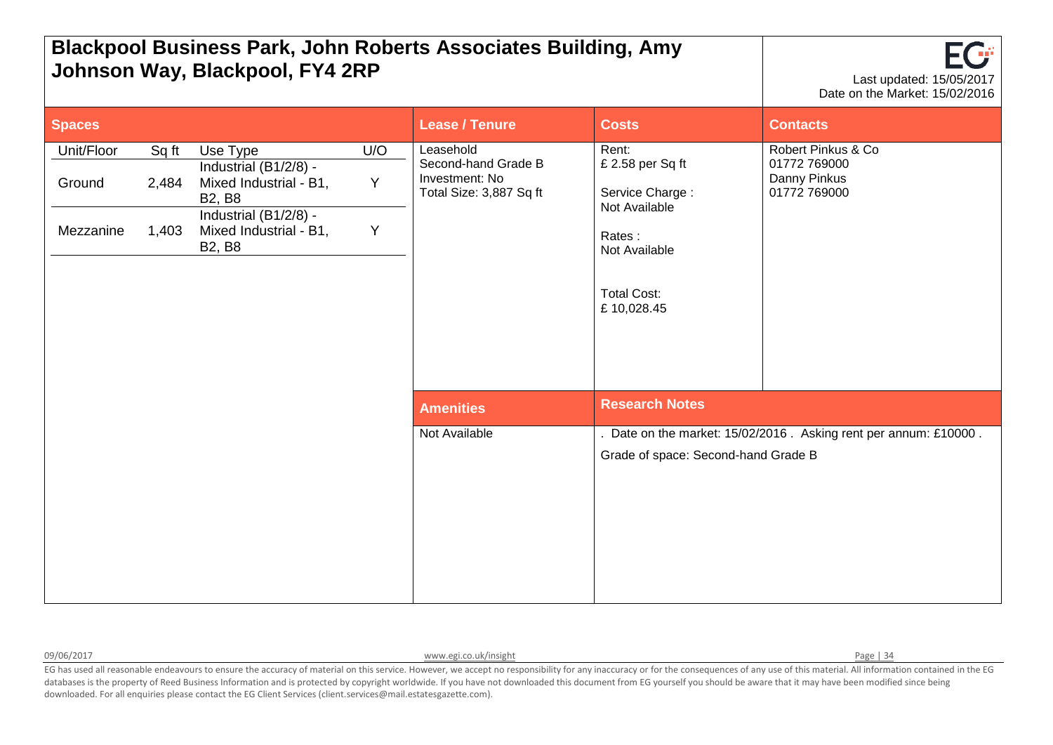# Blackpool Business Park, John Roberts Associates Building, Amy Johnson Way, Blackpool, FY4 2RP

Last updated: 15/05/2017
Date on the Market: 15/02/2016

## Spaces

| Unit/Floor | Sq ft | Use Type | U/O |
|---|---|---|---|
| Ground | 2,484 | Industrial (B1/2/8) - Mixed Industrial - B1, B2, B8 | Y |
| Mezzanine | 1,403 | Industrial (B1/2/8) - Mixed Industrial - B1, B2, B8 | Y |

## Lease / Tenure

Leasehold
Second-hand Grade B
Investment: No
Total Size: 3,887 Sq ft

## Costs

Rent:
£ 2.58 per Sq ft

Service Charge :
Not Available

Rates :
Not Available

Total Cost:
£ 10,028.45

## Contacts

Robert Pinkus & Co
01772 769000
Danny Pinkus
01772 769000

## Amenities

Not Available

## Research Notes

. Date on the market: 15/02/2016 . Asking rent per annum: £10000 .

Grade of space: Second-hand Grade B

EG has used all reasonable endeavours to ensure the accuracy of material on this service. However, we accept no responsibility for any inaccuracy or for the consequences of any use of this material. All information contained in the EG databases is the property of Reed Business Information and is protected by copyright worldwide. If you have not downloaded this document from EG yourself you should be aware that it may have been modified since being downloaded. For all enquiries please contact the EG Client Services (client.services@mail.estatesgazette.com).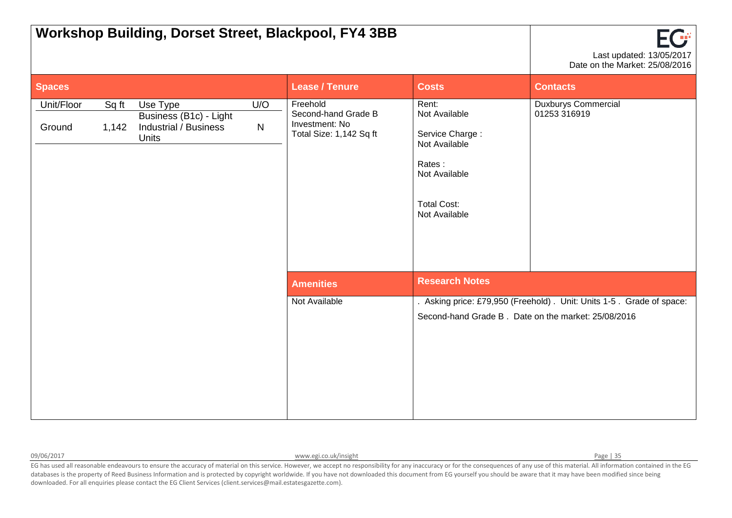# Workshop Building, Dorset Street, Blackpool, FY4 3BB

Last updated: 13/05/2017
Date on the Market: 25/08/2016

## Spaces

| Unit/Floor | Sq ft | Use Type | U/O |
|---|---|---|---|
| Ground | 1,142 | Business (B1c) - Light Industrial / Business Units | N |

## Lease / Tenure

Freehold
Second-hand Grade B
Investment: No
Total Size: 1,142 Sq ft

## Costs

Rent:
Not Available

Service Charge :
Not Available

Rates :
Not Available

Total Cost:
Not Available

## Contacts

Duxburys Commercial
01253 316919

## Amenities

Not Available

## Research Notes

. Asking price: £79,950 (Freehold) . Unit: Units 1-5 . Grade of space: Second-hand Grade B . Date on the market: 25/08/2016

EG has used all reasonable endeavours to ensure the accuracy of material on this service. However, we accept no responsibility for any inaccuracy or for the consequences of any use of this material. All information contained in the EG databases is the property of Reed Business Information and is protected by copyright worldwide. If you have not downloaded this document from EG yourself you should be aware that it may have been modified since being downloaded. For all enquiries please contact the EG Client Services (client.services@mail.estatesgazette.com).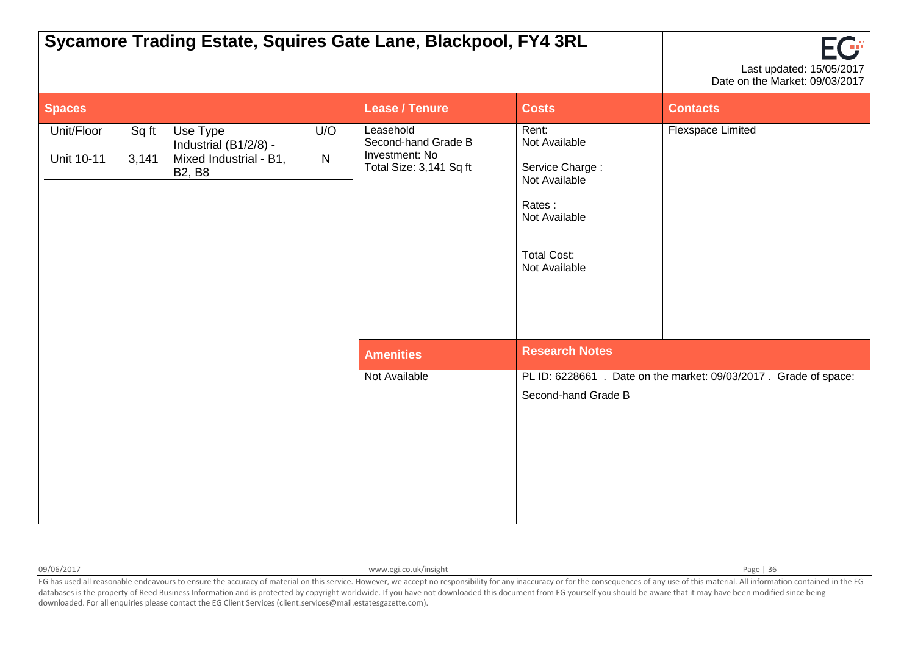# Sycamore Trading Estate, Squires Gate Lane, Blackpool, FY4 3RL

Last updated: 15/05/2017
Date on the Market: 09/03/2017

## Spaces

| Unit/Floor | Sq ft | Use Type | U/O |
|---|---|---|---|
| Unit 10-11 | 3,141 | Industrial (B1/2/8) - Mixed Industrial - B1, B2, B8 | N |

## Lease / Tenure

Leasehold
Second-hand Grade B
Investment: No
Total Size: 3,141 Sq ft

## Costs

Rent:
Not Available

Service Charge :
Not Available

Rates :
Not Available

Total Cost:
Not Available

## Contacts

Flexspace Limited

## Amenities

Not Available

## Research Notes

PL ID: 6228661 . Date on the market: 09/03/2017 . Grade of space: Second-hand Grade B

09/06/2017

www.egi.co.uk/insight

EG has used all reasonable endeavours to ensure the accuracy of material on this service. However, we accept no responsibility for any inaccuracy or for the consequences of any use of this material. All information contained in the EG databases is the property of Reed Business Information and is protected by copyright worldwide. If you have not downloaded this document from EG yourself you should be aware that it may have been modified since being downloaded. For all enquiries please contact the EG Client Services (client.services@mail.estatesgazette.com).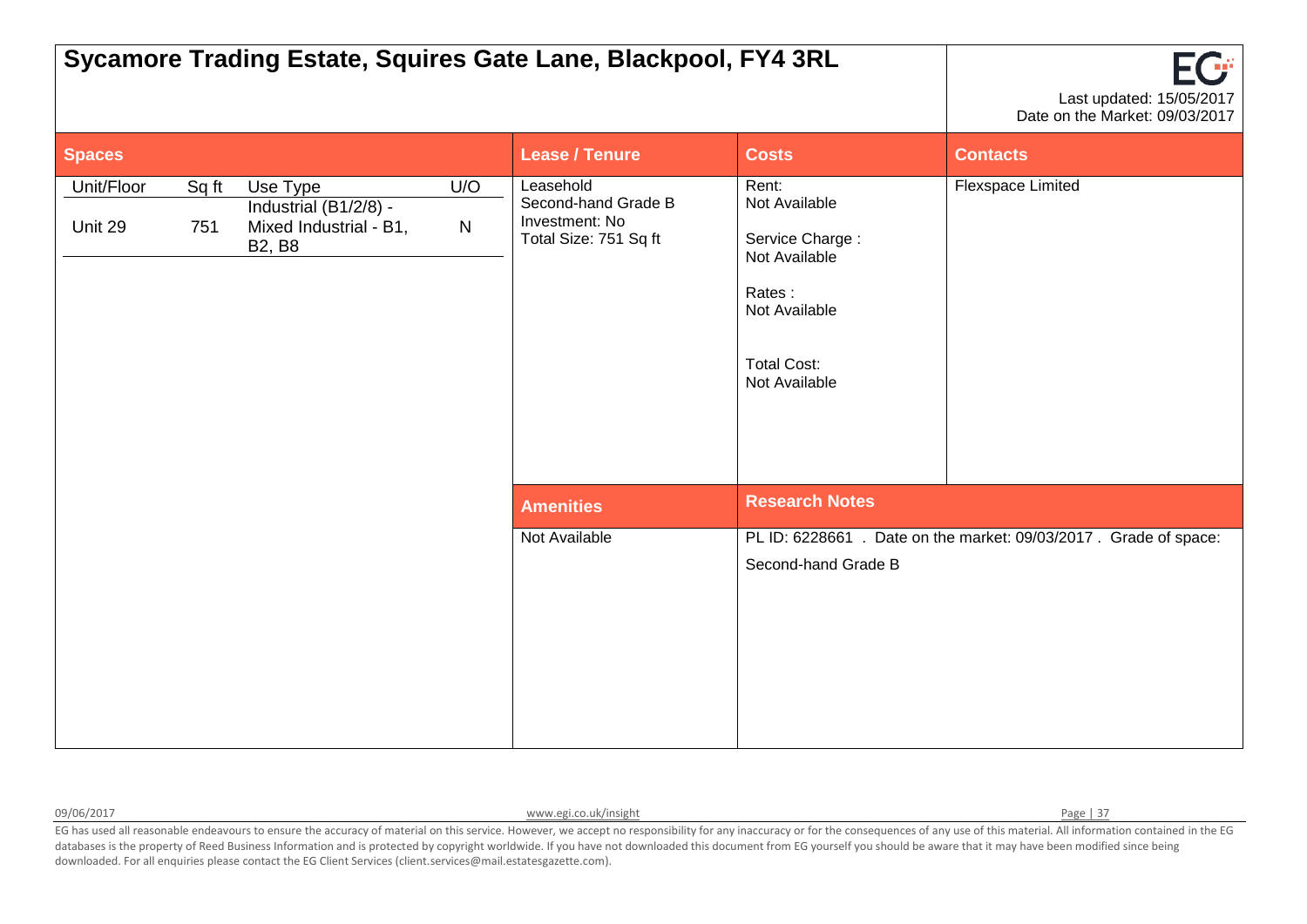# Sycamore Trading Estate, Squires Gate Lane, Blackpool, FY4 3RL

Last updated: 15/05/2017
Date on the Market: 09/03/2017

## Spaces

| Unit/Floor | Sq ft | Use Type | U/O |
|---|---|---|---|
| Unit 29 | 751 | Industrial (B1/2/8) - Mixed Industrial - B1, B2, B8 | N |

## Lease / Tenure

Leasehold
Second-hand Grade B
Investment: No
Total Size: 751 Sq ft

## Costs

Rent:
Not Available

Service Charge :
Not Available

Rates :
Not Available

Total Cost:
Not Available

## Contacts

Flexspace Limited

## Amenities

Not Available

## Research Notes

PL ID: 6228661 . Date on the market: 09/03/2017 . Grade of space: Second-hand Grade B

EG has used all reasonable endeavours to ensure the accuracy of material on this service. However, we accept no responsibility for any inaccuracy or for the consequences of any use of this material. All information contained in the EG databases is the property of Reed Business Information and is protected by copyright worldwide. If you have not downloaded this document from EG yourself you should be aware that it may have been modified since being downloaded. For all enquiries please contact the EG Client Services (client.services@mail.estatesgazette.com).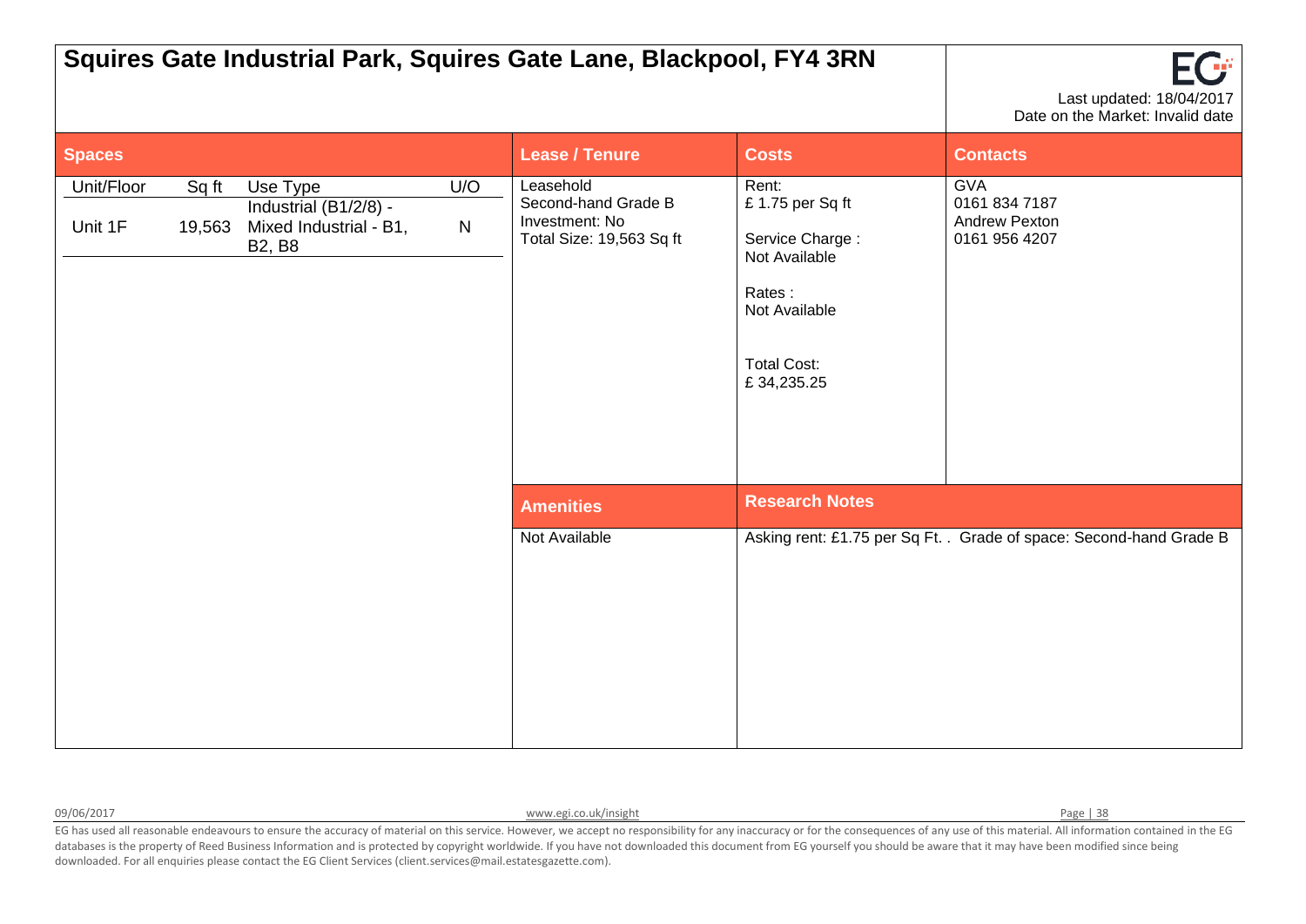# Squires Gate Industrial Park, Squires Gate Lane, Blackpool, FY4 3RN

Last updated: 18/04/2017
Date on the Market: Invalid date

## Spaces

| Unit/Floor | Sq ft | Use Type | U/O |
|---|---|---|---|
| Unit 1F | 19,563 | Industrial (B1/2/8) - Mixed Industrial - B1, B2, B8 | N |

## Lease / Tenure

Leasehold
Second-hand Grade B
Investment: No
Total Size: 19,563 Sq ft

## Costs

Rent:
£ 1.75 per Sq ft

Service Charge :
Not Available

Rates :
Not Available

Total Cost:
£ 34,235.25

## Contacts

GVA
0161 834 7187
Andrew Pexton
0161 956 4207

## Amenities

Not Available

## Research Notes

Asking rent: £1.75 per Sq Ft. . Grade of space: Second-hand Grade B

09/06/2017 www.egi.co.uk/insight

EG has used all reasonable endeavours to ensure the accuracy of material on this service. However, we accept no responsibility for any inaccuracy or for the consequences of any use of this material. All information contained in the EG databases is the property of Reed Business Information and is protected by copyright worldwide. If you have not downloaded this document from EG yourself you should be aware that it may have been modified since being downloaded. For all enquiries please contact the EG Client Services (client.services@mail.estatesgazette.com).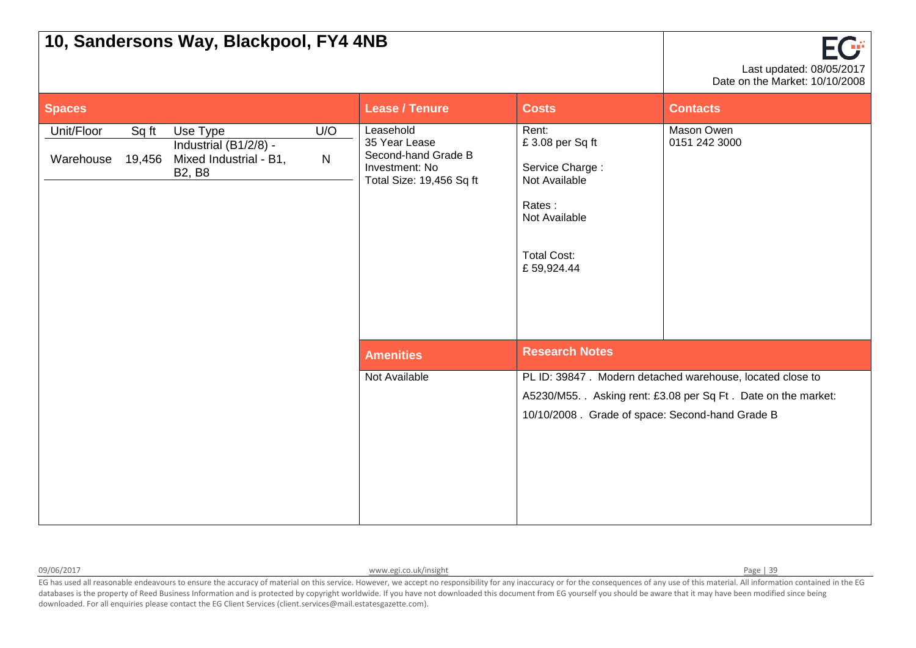# 10, Sandersons Way, Blackpool, FY4 4NB

Last updated: 08/05/2017
Date on the Market: 10/10/2008

## Spaces

| Unit/Floor | Sq ft | Use Type | U/O |
|---|---|---|---|
| Warehouse | 19,456 | Industrial (B1/2/8) - Mixed Industrial - B1, B2, B8 | N |

## Lease / Tenure

Leasehold
35 Year Lease
Second-hand Grade B
Investment: No
Total Size: 19,456 Sq ft

## Costs

Rent:
£ 3.08 per Sq ft

Service Charge :
Not Available

Rates :
Not Available

Total Cost:
£ 59,924.44

## Contacts

Mason Owen
0151 242 3000

## Amenities

Not Available

## Research Notes

PL ID: 39847 . Modern detached warehouse, located close to A5230/M55. . Asking rent: £3.08 per Sq Ft . Date on the market: 10/10/2008 . Grade of space: Second-hand Grade B

09/06/2017 www.egi.co.uk/insight

EG has used all reasonable endeavours to ensure the accuracy of material on this service. However, we accept no responsibility for any inaccuracy or for the consequences of any use of this material. All information contained in the EG databases is the property of Reed Business Information and is protected by copyright worldwide. If you have not downloaded this document from EG yourself you should be aware that it may have been modified since being downloaded. For all enquiries please contact the EG Client Services (client.services@mail.estatesgazette.com).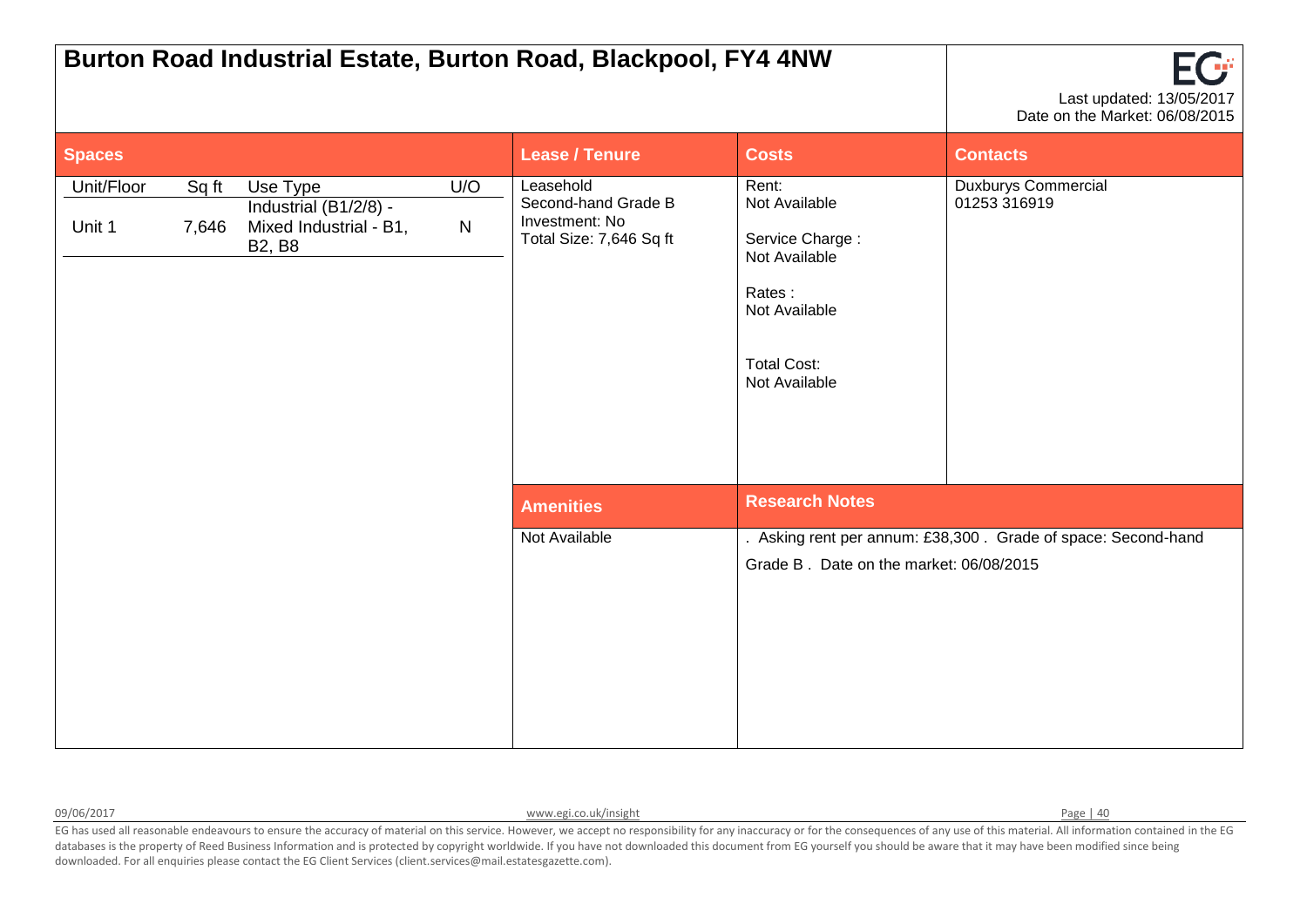# Burton Road Industrial Estate, Burton Road, Blackpool, FY4 4NW

Last updated: 13/05/2017
Date on the Market: 06/08/2015

## Spaces

| Unit/Floor | Sq ft | Use Type | U/O |
|---|---|---|---|
| Unit 1 | 7,646 | Industrial (B1/2/8) - Mixed Industrial - B1, B2, B8 | N |

## Lease / Tenure

Leasehold
Second-hand Grade B
Investment: No
Total Size: 7,646 Sq ft

## Costs

Rent:
Not Available

Service Charge :
Not Available

Rates :
Not Available

Total Cost:
Not Available

## Contacts

Duxburys Commercial
01253 316919

## Amenities

Not Available

## Research Notes

. Asking rent per annum: £38,300 . Grade of space: Second-hand Grade B . Date on the market: 06/08/2015

09/06/2017

www.egi.co.uk/insight

EG has used all reasonable endeavours to ensure the accuracy of material on this service. However, we accept no responsibility for any inaccuracy or for the consequences of any use of this material. All information contained in the EG databases is the property of Reed Business Information and is protected by copyright worldwide. If you have not downloaded this document from EG yourself you should be aware that it may have been modified since being downloaded. For all enquiries please contact the EG Client Services (client.services@mail.estatesgazette.com).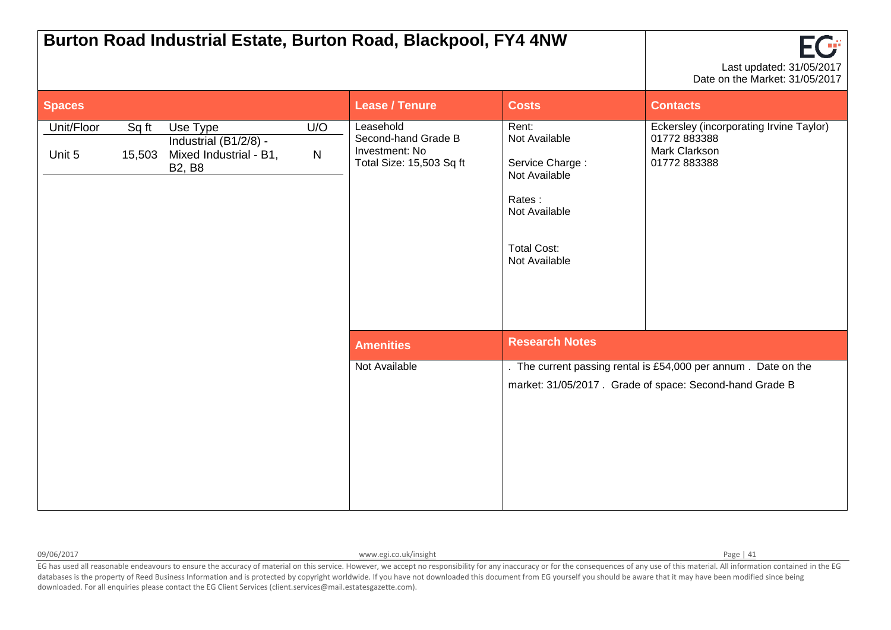# Burton Road Industrial Estate, Burton Road, Blackpool, FY4 4NW

Last updated: 31/05/2017
Date on the Market: 31/05/2017

## Spaces

| Unit/Floor | Sq ft | Use Type | U/O |
|---|---|---|---|
| Unit 5 | 15,503 | Industrial (B1/2/8) - Mixed Industrial - B1, B2, B8 | N |

## Lease / Tenure

Leasehold
Second-hand Grade B
Investment: No
Total Size: 15,503 Sq ft

## Costs

Rent:
Not Available

Service Charge :
Not Available

Rates :
Not Available

Total Cost:
Not Available

## Contacts

Eckersley (incorporating Irvine Taylor)
01772 883388
Mark Clarkson
01772 883388

## Amenities

Not Available

## Research Notes

. The current passing rental is £54,000 per annum . Date on the market: 31/05/2017 . Grade of space: Second-hand Grade B

EG has used all reasonable endeavours to ensure the accuracy of material on this service. However, we accept no responsibility for any inaccuracy or for the consequences of any use of this material. All information contained in the EG databases is the property of Reed Business Information and is protected by copyright worldwide. If you have not downloaded this document from EG yourself you should be aware that it may have been modified since being downloaded. For all enquiries please contact the EG Client Services (client.services@mail.estatesgazette.com).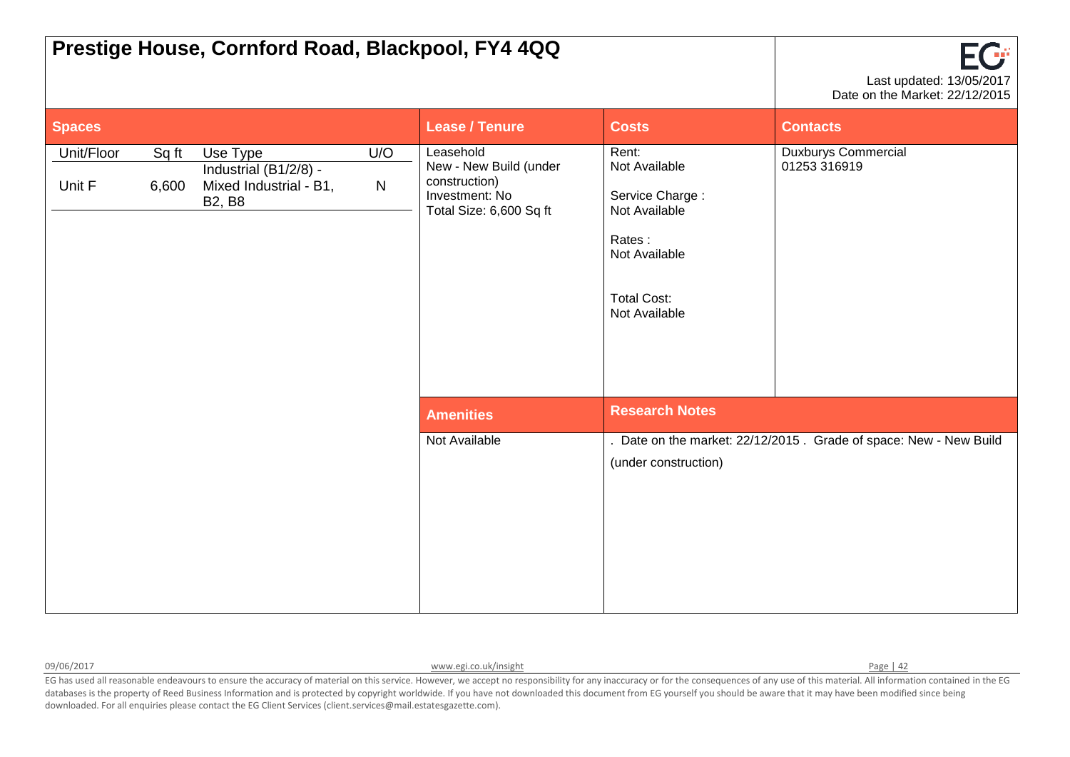# Prestige House, Cornford Road, Blackpool, FY4 4QQ

Last updated: 13/05/2017
Date on the Market: 22/12/2015

## Spaces

| Unit/Floor | Sq ft | Use Type | U/O |
|---|---|---|---|
| Unit F | 6,600 | Industrial (B1/2/8) - Mixed Industrial - B1, B2, B8 | N |

## Lease / Tenure

Leasehold
New - New Build (under construction)
Investment: No
Total Size: 6,600 Sq ft

## Costs

Rent:
Not Available

Service Charge :
Not Available

Rates :
Not Available

Total Cost:
Not Available

## Contacts

Duxburys Commercial
01253 316919

## Amenities

Not Available

## Research Notes

. Date on the market: 22/12/2015 . Grade of space: New - New Build (under construction)

EG has used all reasonable endeavours to ensure the accuracy of material on this service. However, we accept no responsibility for any inaccuracy or for the consequences of any use of this material. All information contained in the EG databases is the property of Reed Business Information and is protected by copyright worldwide. If you have not downloaded this document from EG yourself you should be aware that it may have been modified since being downloaded. For all enquiries please contact the EG Client Services (client.services@mail.estatesgazette.com).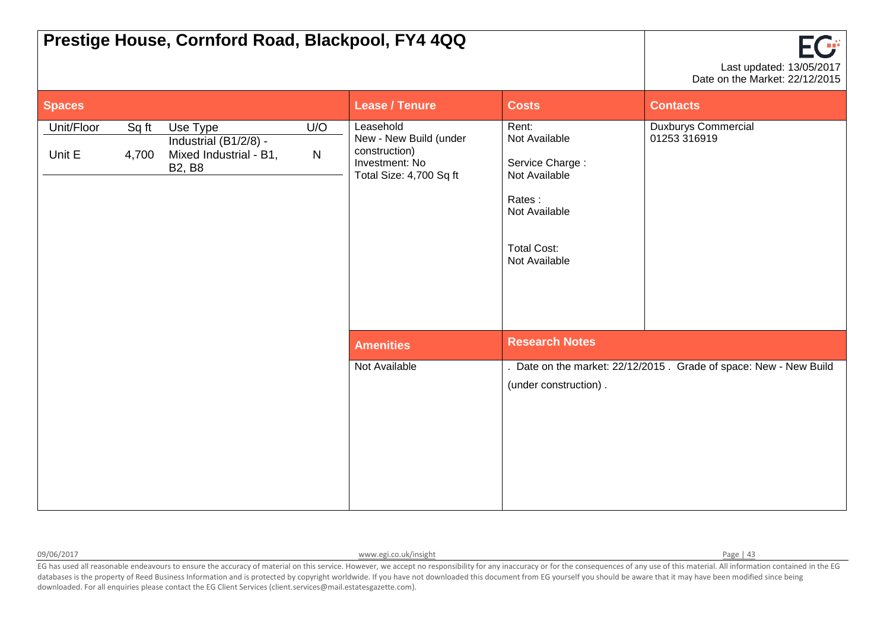# Prestige House, Cornford Road, Blackpool, FY4 4QQ

Last updated: 13/05/2017
Date on the Market: 22/12/2015

## Spaces

| Unit/Floor | Sq ft | Use Type | U/O |
|---|---|---|---|
| Unit E | 4,700 | Industrial (B1/2/8) - Mixed Industrial - B1, B2, B8 | N |

## Lease / Tenure

Leasehold
New - New Build (under construction)
Investment: No
Total Size: 4,700 Sq ft

## Costs

Rent:
Not Available

Service Charge :
Not Available

Rates :
Not Available

Total Cost:
Not Available

## Contacts

Duxburys Commercial
01253 316919

## Amenities

Not Available

## Research Notes

. Date on the market: 22/12/2015 . Grade of space: New - New Build (under construction) .

EG has used all reasonable endeavours to ensure the accuracy of material on this service. However, we accept no responsibility for any inaccuracy or for the consequences of any use of this material. All information contained in the EG databases is the property of Reed Business Information and is protected by copyright worldwide. If you have not downloaded this document from EG yourself you should be aware that it may have been modified since being downloaded. For all enquiries please contact the EG Client Services (client.services@mail.estatesgazette.com).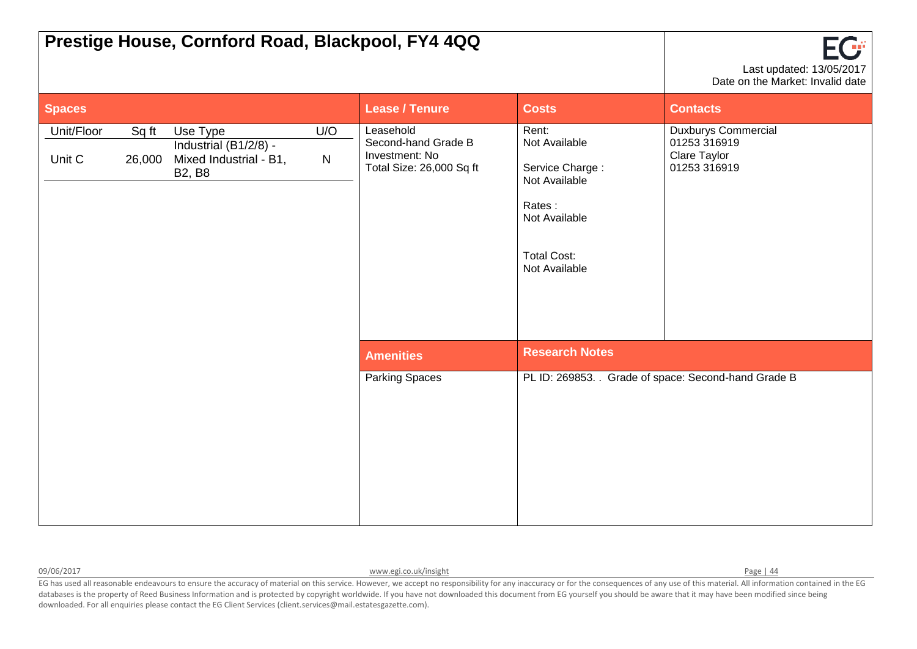# Prestige House, Cornford Road, Blackpool, FY4 4QQ

Last updated: 13/05/2017
Date on the Market: Invalid date

## Spaces

| Unit/Floor | Sq ft | Use Type | U/O |
|---|---|---|---|
| Unit C | 26,000 | Industrial (B1/2/8) - Mixed Industrial - B1, B2, B8 | N |

## Lease / Tenure

Leasehold
Second-hand Grade B
Investment: No
Total Size: 26,000 Sq ft

## Costs

Rent:
Not Available

Service Charge :
Not Available

Rates :
Not Available

Total Cost:
Not Available

## Contacts

Duxburys Commercial
01253 316919
Clare Taylor
01253 316919

## Amenities

Parking Spaces

## Research Notes

PL ID: 269853. . Grade of space: Second-hand Grade B

EG has used all reasonable endeavours to ensure the accuracy of material on this service. However, we accept no responsibility for any inaccuracy or for the consequences of any use of this material. All information contained in the EG databases is the property of Reed Business Information and is protected by copyright worldwide. If you have not downloaded this document from EG yourself you should be aware that it may have been modified since being downloaded. For all enquiries please contact the EG Client Services (client.services@mail.estatesgazette.com).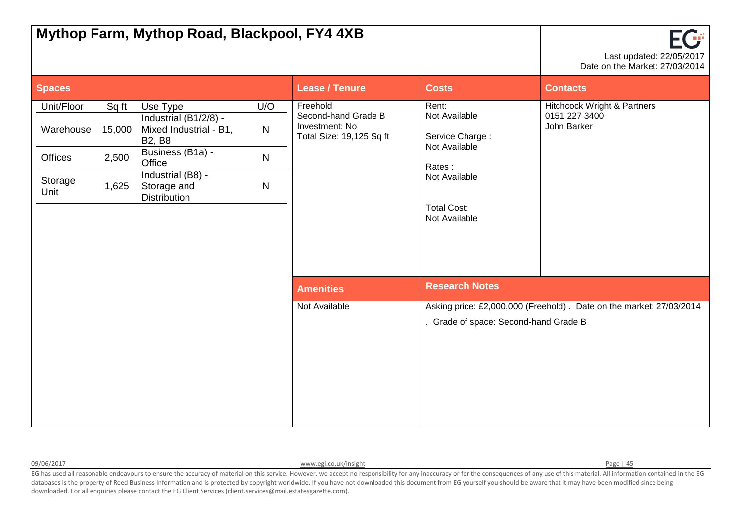# Mythop Farm, Mythop Road, Blackpool, FY4 4XB

Last updated: 22/05/2017
Date on the Market: 27/03/2014

## Spaces

| Unit/Floor | Sq ft | Use Type | U/O |
|---|---|---|---|
| Warehouse | 15,000 | Industrial (B1/2/8) - Mixed Industrial - B1, B2, B8 | N |
| Offices | 2,500 | Business (B1a) - Office | N |
| Storage Unit | 1,625 | Industrial (B8) - Storage and Distribution | N |

## Lease / Tenure

Freehold
Second-hand Grade B
Investment: No
Total Size: 19,125 Sq ft

## Costs

Rent:
Not Available

Service Charge :
Not Available

Rates :
Not Available

Total Cost:
Not Available

## Contacts

Hitchcock Wright & Partners
0151 227 3400
John Barker

## Amenities

Not Available

## Research Notes

Asking price: £2,000,000 (Freehold) . Date on the market: 27/03/2014
. Grade of space: Second-hand Grade B

EG has used all reasonable endeavours to ensure the accuracy of material on this service. However, we accept no responsibility for any inaccuracy or for the consequences of any use of this material. All information contained in the EG databases is the property of Reed Business Information and is protected by copyright worldwide. If you have not downloaded this document from EG yourself you should be aware that it may have been modified since being downloaded. For all enquiries please contact the EG Client Services (client.services@mail.estatesgazette.com).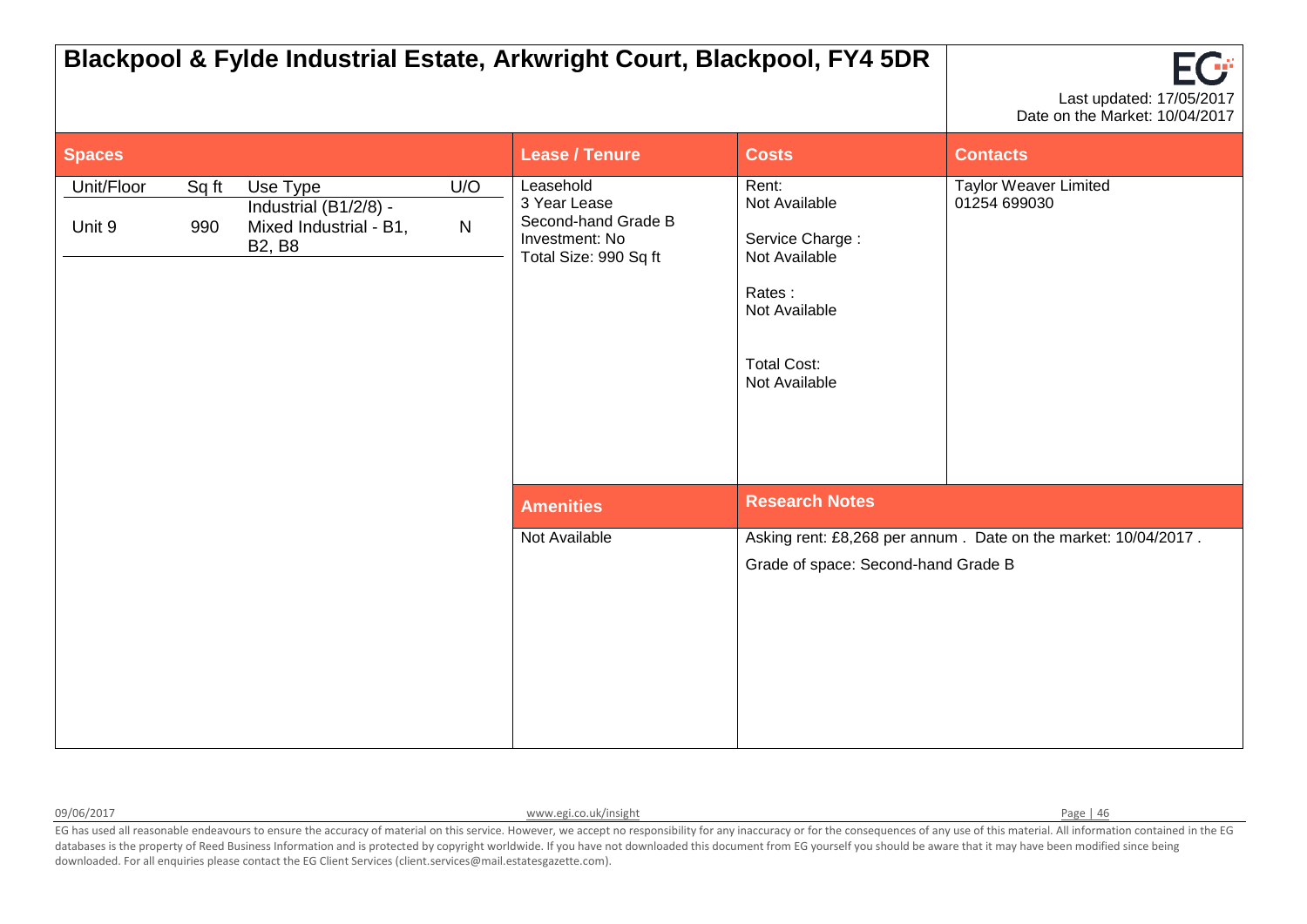# Blackpool & Fylde Industrial Estate, Arkwright Court, Blackpool, FY4 5DR

Last updated: 17/05/2017
Date on the Market: 10/04/2017

## Spaces

| Unit/Floor | Sq ft | Use Type | U/O |
|---|---|---|---|
| Unit 9 | 990 | Industrial (B1/2/8) - Mixed Industrial - B1, B2, B8 | N |

## Lease / Tenure

Leasehold
3 Year Lease
Second-hand Grade B
Investment: No
Total Size: 990 Sq ft

## Costs

Rent:
Not Available

Service Charge :
Not Available

Rates :
Not Available

Total Cost:
Not Available

## Contacts

Taylor Weaver Limited
01254 699030

## Amenities

Not Available

## Research Notes

Asking rent: £8,268 per annum . Date on the market: 10/04/2017 .

Grade of space: Second-hand Grade B

EG has used all reasonable endeavours to ensure the accuracy of material on this service. However, we accept no responsibility for any inaccuracy or for the consequences of any use of this material. All information contained in the EG databases is the property of Reed Business Information and is protected by copyright worldwide. If you have not downloaded this document from EG yourself you should be aware that it may have been modified since being downloaded. For all enquiries please contact the EG Client Services (client.services@mail.estatesgazette.com).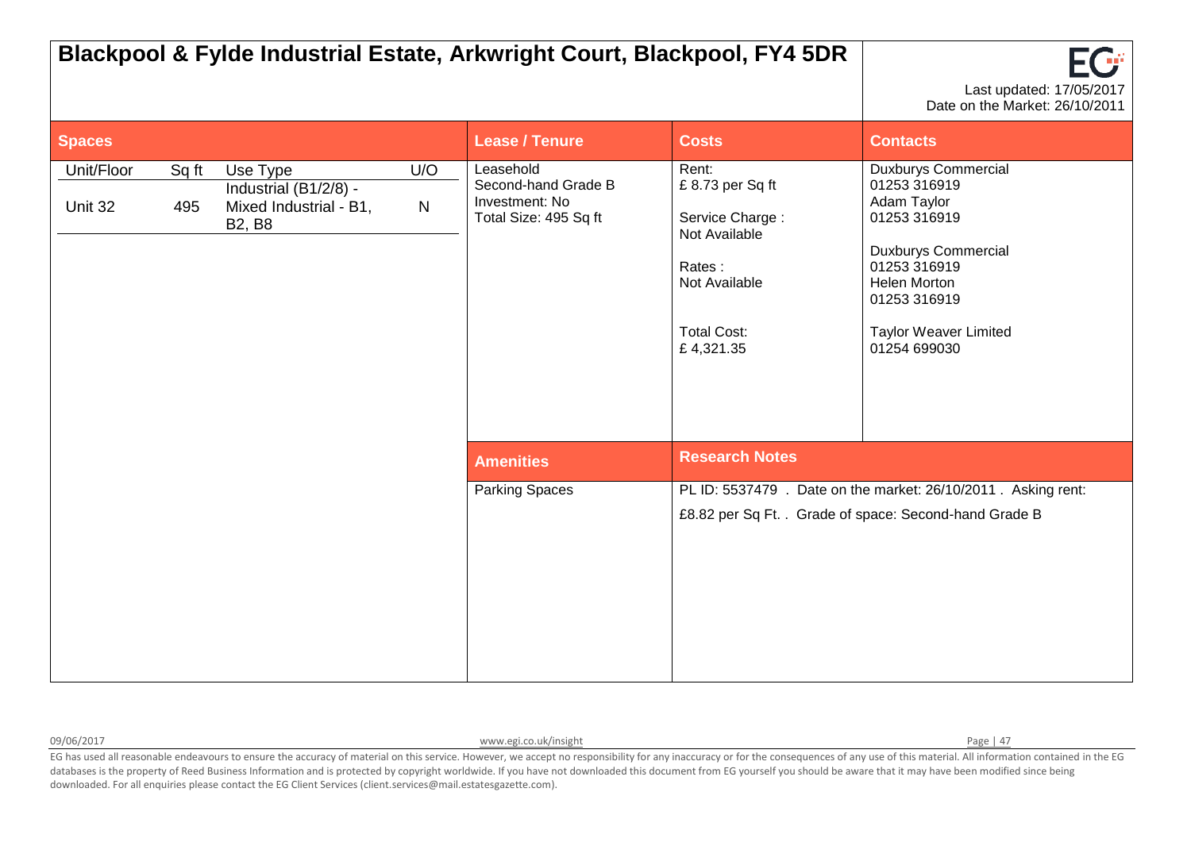# Blackpool & Fylde Industrial Estate, Arkwright Court, Blackpool, FY4 5DR

EG

Last updated: 17/05/2017
Date on the Market: 26/10/2011

## Spaces

| Unit/Floor | Sq ft | Use Type | U/O |
|---|---|---|---|
| Unit 32 | 495 | Industrial (B1/2/8) - Mixed Industrial - B1, B2, B8 | N |

## Lease / Tenure

Leasehold
Second-hand Grade B
Investment: No
Total Size: 495 Sq ft

## Costs

Rent:
£ 8.73 per Sq ft

Service Charge :
Not Available

Rates :
Not Available

Total Cost:
£ 4,321.35

## Contacts

Duxburys Commercial
01253 316919
Adam Taylor
01253 316919

Duxburys Commercial
01253 316919
Helen Morton
01253 316919

Taylor Weaver Limited
01254 699030

## Amenities

Parking Spaces

## Research Notes

PL ID: 5537479 . Date on the market: 26/10/2011 . Asking rent: £8.82 per Sq Ft. . Grade of space: Second-hand Grade B

EG has used all reasonable endeavours to ensure the accuracy of material on this service. However, we accept no responsibility for any inaccuracy or for the consequences of any use of this material. All information contained in the EG databases is the property of Reed Business Information and is protected by copyright worldwide. If you have not downloaded this document from EG yourself you should be aware that it may have been modified since being downloaded. For all enquiries please contact the EG Client Services (client.services@mail.estatesgazette.com).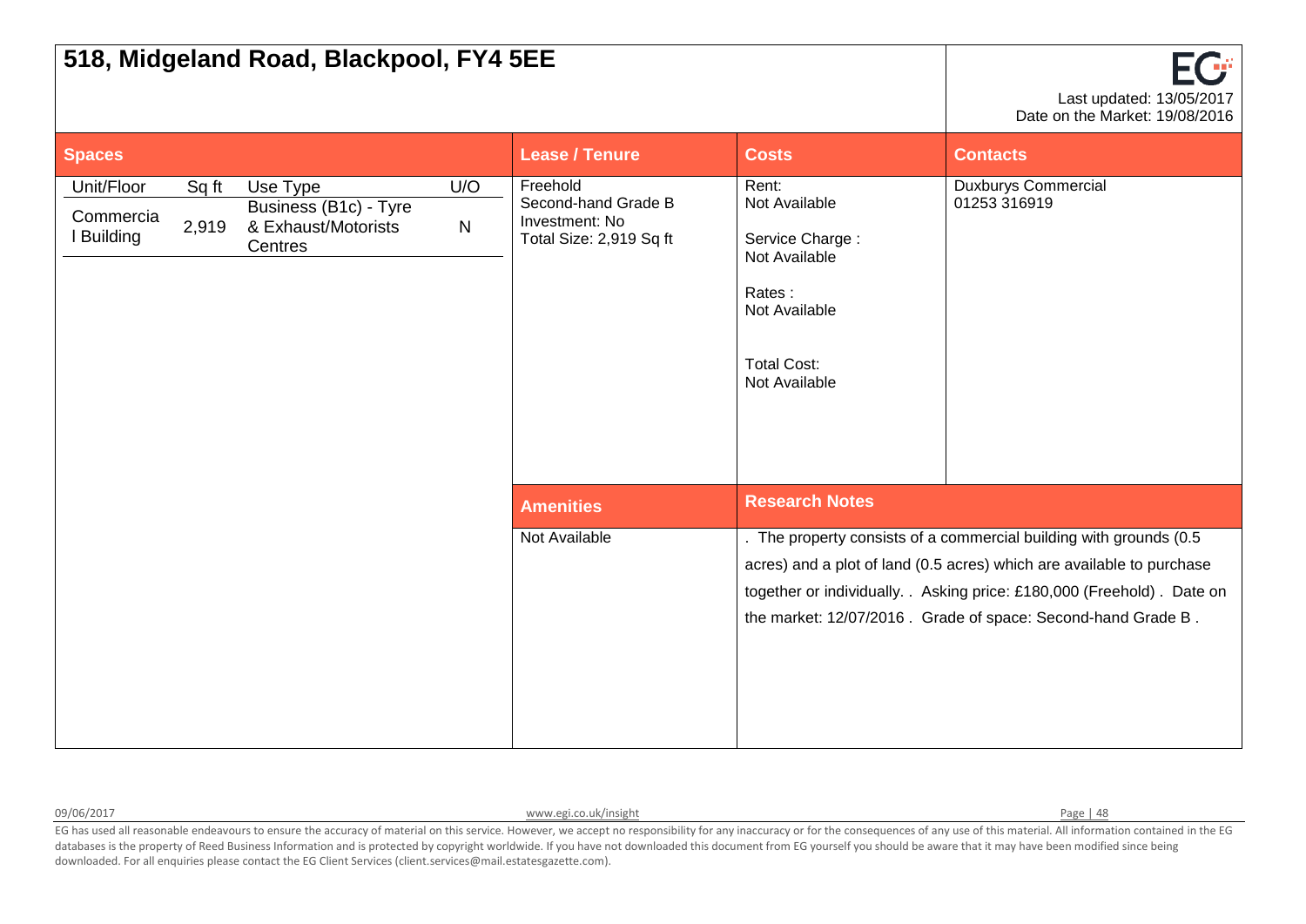# 518, Midgeland Road, Blackpool, FY4 5EE

Last updated: 13/05/2017
Date on the Market: 19/08/2016

## Spaces

| Unit/Floor | Sq ft | Use Type | U/O |
|---|---|---|---|
| Commercial Building | 2,919 | Business (B1c) - Tyre & Exhaust/Motorists Centres | N |

## Lease / Tenure

Freehold
Second-hand Grade B
Investment: No
Total Size: 2,919 Sq ft

## Costs

Rent:
Not Available

Service Charge :
Not Available

Rates :
Not Available

Total Cost:
Not Available

## Contacts

Duxburys Commercial
01253 316919

## Amenities

Not Available

## Research Notes

. The property consists of a commercial building with grounds (0.5 acres) and a plot of land (0.5 acres) which are available to purchase together or individually. . Asking price: £180,000 (Freehold) . Date on the market: 12/07/2016 . Grade of space: Second-hand Grade B .

EG has used all reasonable endeavours to ensure the accuracy of material on this service. However, we accept no responsibility for any inaccuracy or for the consequences of any use of this material. All information contained in the EG databases is the property of Reed Business Information and is protected by copyright worldwide. If you have not downloaded this document from EG yourself you should be aware that it may have been modified since being downloaded. For all enquiries please contact the EG Client Services (client.services@mail.estatesgazette.com).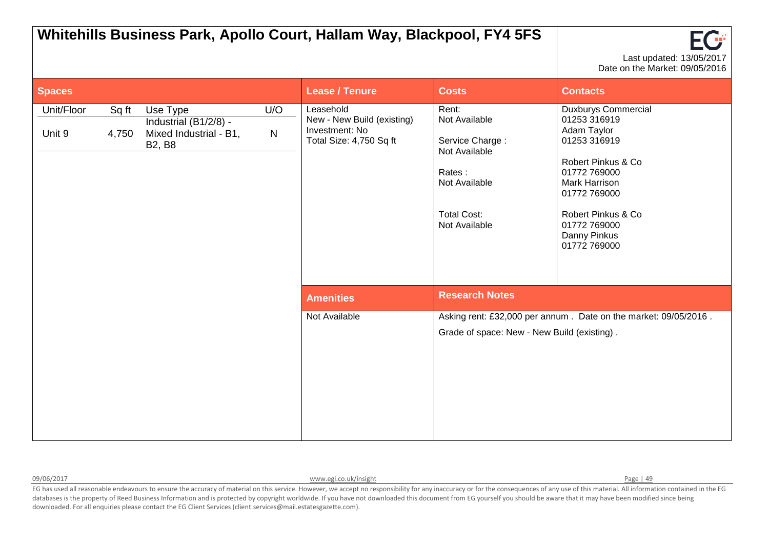# Whitehills Business Park, Apollo Court, Hallam Way, Blackpool, FY4 5FS

Last updated: 13/05/2017
Date on the Market: 09/05/2016

## Spaces

| Unit/Floor | Sq ft | Use Type | U/O |
|---|---|---|---|
| Unit 9 | 4,750 | Industrial (B1/2/8) - Mixed Industrial - B1, B2, B8 | N |

## Lease / Tenure

Leasehold
New - New Build (existing)
Investment: No
Total Size: 4,750 Sq ft

## Costs

Rent:
Not Available

Service Charge :
Not Available

Rates :
Not Available

Total Cost:
Not Available

## Contacts

Duxburys Commercial
01253 316919
Adam Taylor
01253 316919

Robert Pinkus & Co
01772 769000
Mark Harrison
01772 769000

Robert Pinkus & Co
01772 769000
Danny Pinkus
01772 769000

## Amenities

Not Available

## Research Notes

Asking rent: £32,000 per annum . Date on the market: 09/05/2016 .

Grade of space: New - New Build (existing) .

EG has used all reasonable endeavours to ensure the accuracy of material on this service. However, we accept no responsibility for any inaccuracy or for the consequences of any use of this material. All information contained in the EG databases is the property of Reed Business Information and is protected by copyright worldwide. If you have not downloaded this document from EG yourself you should be aware that it may have been modified since being downloaded. For all enquiries please contact the EG Client Services (client.services@mail.estatesgazette.com).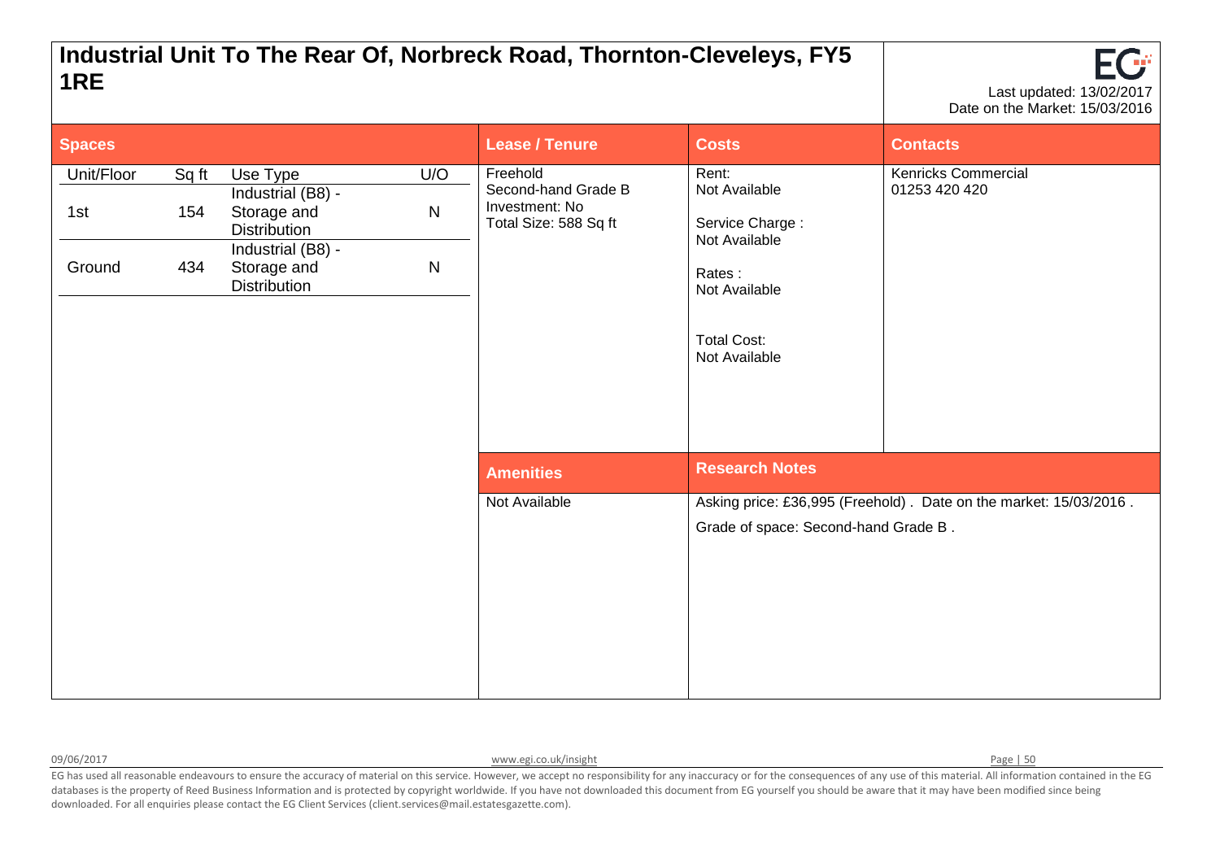# Industrial Unit To The Rear Of, Norbreck Road, Thornton-Cleveleys, FY5 1RE

Last updated: 13/02/2017
Date on the Market: 15/03/2016

## Spaces

| Unit/Floor | Sq ft | Use Type | U/O |
| --- | --- | --- | --- |
| 1st | 154 | Industrial (B8) - Storage and Distribution | N |
| Ground | 434 | Industrial (B8) - Storage and Distribution | N |

## Lease / Tenure

Freehold
Second-hand Grade B
Investment: No
Total Size: 588 Sq ft

## Costs

Rent:
Not Available

Service Charge :
Not Available

Rates :
Not Available

Total Cost:
Not Available

## Contacts

Kenricks Commercial
01253 420 420

## Amenities

Not Available

## Research Notes

Asking price: £36,995 (Freehold) . Date on the market: 15/03/2016 .

Grade of space: Second-hand Grade B .

09/06/2017 www.egi.co.uk/insight

EG has used all reasonable endeavours to ensure the accuracy of material on this service. However, we accept no responsibility for any inaccuracy or for the consequences of any use of this material. All information contained in the EG databases is the property of Reed Business Information and is protected by copyright worldwide. If you have not downloaded this document from EG yourself you should be aware that it may have been modified since being downloaded. For all enquiries please contact the EG Client Services (client.services@mail.estatesgazette.com).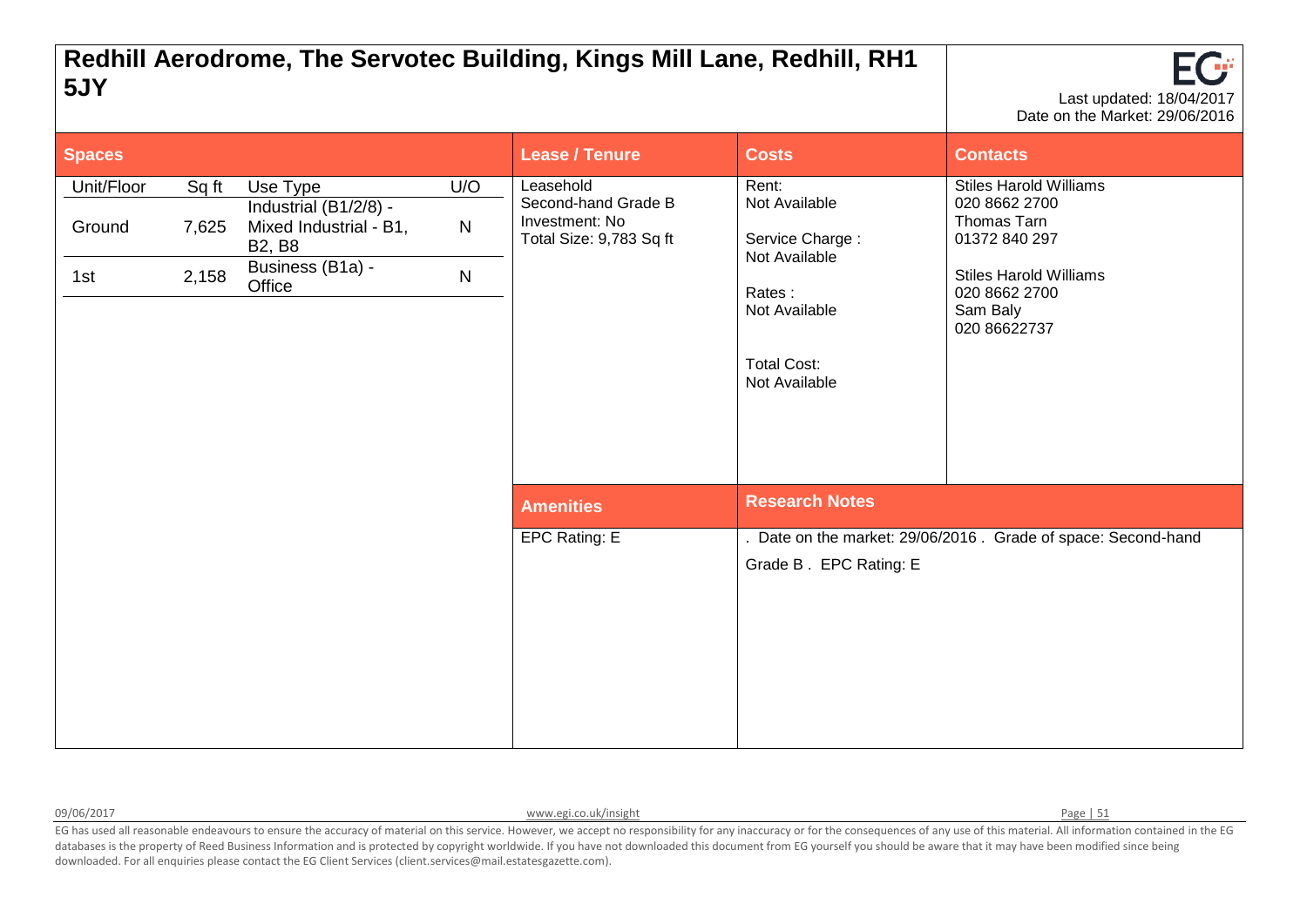# Redhill Aerodrome, The Servotec Building, Kings Mill Lane, Redhill, RH1 5JY

Last updated: 18/04/2017
Date on the Market: 29/06/2016

## Spaces

| Unit/Floor | Sq ft | Use Type | U/O |
|---|---|---|---|
| Ground | 7,625 | Industrial (B1/2/8) - Mixed Industrial - B1, B2, B8 | N |
| 1st | 2,158 | Business (B1a) - Office | N |

## Lease / Tenure

Leasehold
Second-hand Grade B
Investment: No
Total Size: 9,783 Sq ft

## Costs

Rent:
Not Available

Service Charge :
Not Available

Rates :
Not Available

Total Cost:
Not Available

## Contacts

Stiles Harold Williams
020 8662 2700
Thomas Tarn
01372 840 297

Stiles Harold Williams
020 8662 2700
Sam Baly
020 86622737

## Amenities

EPC Rating: E

## Research Notes

. Date on the market: 29/06/2016 . Grade of space: Second-hand Grade B . EPC Rating: E

EG has used all reasonable endeavours to ensure the accuracy of material on this service. However, we accept no responsibility for any inaccuracy or for the consequences of any use of this material. All information contained in the EG databases is the property of Reed Business Information and is protected by copyright worldwide. If you have not downloaded this document from EG yourself you should be aware that it may have been modified since being downloaded. For all enquiries please contact the EG Client Services (client.services@mail.estatesgazette.com).